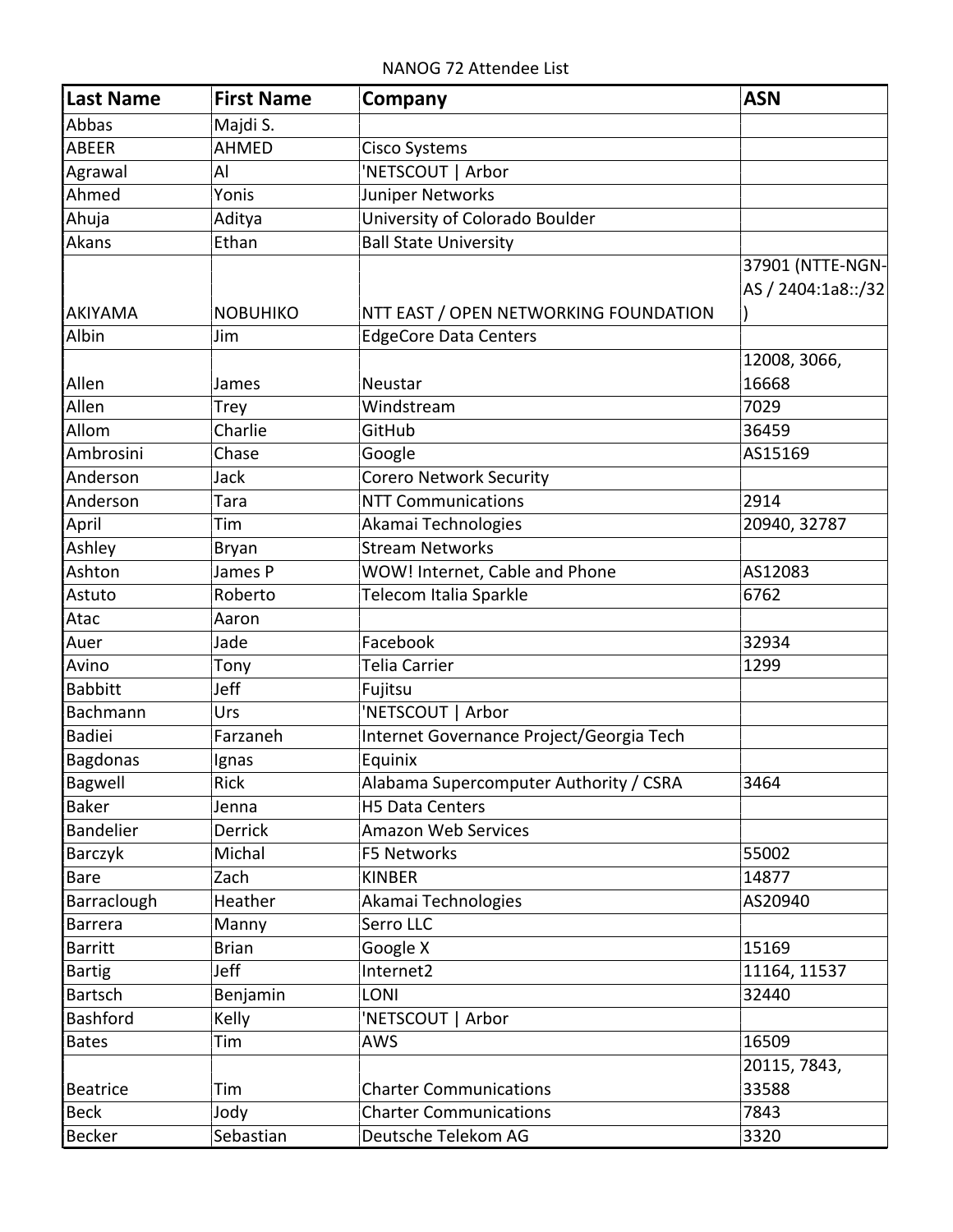NANOG 72 Attendee List

| Last Name | First Name | Company | ASN |
|---|---|---|---|
| Abbas | Majdi S. | | |
| ABEER | AHMED | Cisco Systems | |
| Agrawal | Al | 'NETSCOUT \| Arbor | |
| Ahmed | Yonis | Juniper Networks | |
| Ahuja | Aditya | University of Colorado Boulder | |
| Akans | Ethan | Ball State University | |
| AKIYAMA | NOBUHIKO | NTT EAST / OPEN NETWORKING FOUNDATION | 37901 (NTTE-NGN-AS / 2404:1a8::/32) |
| Albin | Jim | EdgeCore Data Centers | |
| Allen | James | Neustar | 12008, 3066, 16668 |
| Allen | Trey | Windstream | 7029 |
| Allom | Charlie | GitHub | 36459 |
| Ambrosini | Chase | Google | AS15169 |
| Anderson | Jack | Corero Network Security | |
| Anderson | Tara | NTT Communications | 2914 |
| April | Tim | Akamai Technologies | 20940, 32787 |
| Ashley | Bryan | Stream Networks | |
| Ashton | James P | WOW! Internet, Cable and Phone | AS12083 |
| Astuto | Roberto | Telecom Italia Sparkle | 6762 |
| Atac | Aaron | | |
| Auer | Jade | Facebook | 32934 |
| Avino | Tony | Telia Carrier | 1299 |
| Babbitt | Jeff | Fujitsu | |
| Bachmann | Urs | 'NETSCOUT \| Arbor | |
| Badiei | Farzaneh | Internet Governance Project/Georgia Tech | |
| Bagdonas | Ignas | Equinix | |
| Bagwell | Rick | Alabama Supercomputer Authority / CSRA | 3464 |
| Baker | Jenna | H5 Data Centers | |
| Bandelier | Derrick | Amazon Web Services | |
| Barczyk | Michal | F5 Networks | 55002 |
| Bare | Zach | KINBER | 14877 |
| Barraclough | Heather | Akamai Technologies | AS20940 |
| Barrera | Manny | Serro LLC | |
| Barritt | Brian | Google X | 15169 |
| Bartig | Jeff | Internet2 | 11164, 11537 |
| Bartsch | Benjamin | LONI | 32440 |
| Bashford | Kelly | 'NETSCOUT \| Arbor | |
| Bates | Tim | AWS | 16509 |
| Beatrice | Tim | Charter Communications | 20115, 7843, 33588 |
| Beck | Jody | Charter Communications | 7843 |
| Becker | Sebastian | Deutsche Telekom AG | 3320 |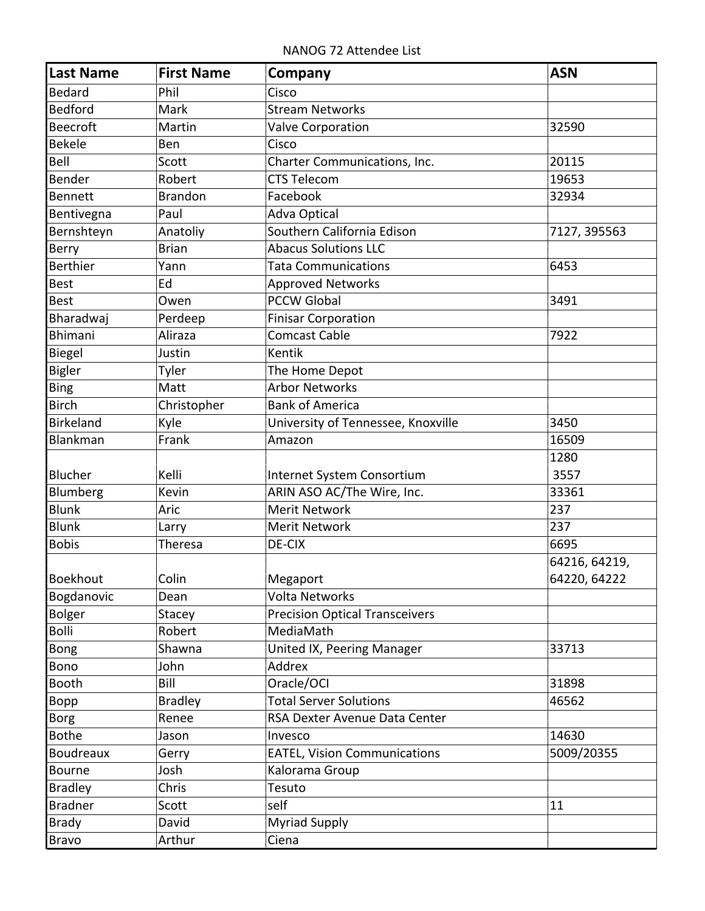NANOG 72 Attendee List

| Last Name | First Name | Company | ASN |
|---|---|---|---|
| Bedard | Phil | Cisco | |
| Bedford | Mark | Stream Networks | |
| Beecroft | Martin | Valve Corporation | 32590 |
| Bekele | Ben | Cisco | |
| Bell | Scott | Charter Communications, Inc. | 20115 |
| Bender | Robert | CTS Telecom | 19653 |
| Bennett | Brandon | Facebook | 32934 |
| Bentivegna | Paul | Adva Optical | |
| Bernshteyn | Anatoliy | Southern California Edison | 7127, 395563 |
| Berry | Brian | Abacus Solutions LLC | |
| Berthier | Yann | Tata Communications | 6453 |
| Best | Ed | Approved Networks | |
| Best | Owen | PCCW Global | 3491 |
| Bharadwaj | Perdeep | Finisar Corporation | |
| Bhimani | Aliraza | Comcast Cable | 7922 |
| Biegel | Justin | Kentik | |
| Bigler | Tyler | The Home Depot | |
| Bing | Matt | Arbor Networks | |
| Birch | Christopher | Bank of America | |
| Birkeland | Kyle | University of Tennessee, Knoxville | 3450 |
| Blankman | Frank | Amazon | 16509 |
| Blucher | Kelli | Internet System Consortium | 1280 3557 |
| Blumberg | Kevin | ARIN ASO AC/The Wire, Inc. | 33361 |
| Blunk | Aric | Merit Network | 237 |
| Blunk | Larry | Merit Network | 237 |
| Bobis | Theresa | DE-CIX | 6695 |
| Boekhout | Colin | Megaport | 64216, 64219, 64220, 64222 |
| Bogdanovic | Dean | Volta Networks | |
| Bolger | Stacey | Precision Optical Transceivers | |
| Bolli | Robert | MediaMath | |
| Bong | Shawna | United IX, Peering Manager | 33713 |
| Bono | John | Addrex | |
| Booth | Bill | Oracle/OCI | 31898 |
| Bopp | Bradley | Total Server Solutions | 46562 |
| Borg | Renee | RSA Dexter Avenue Data Center | |
| Bothe | Jason | Invesco | 14630 |
| Boudreaux | Gerry | EATEL, Vision Communications | 5009/20355 |
| Bourne | Josh | Kalorama Group | |
| Bradley | Chris | Tesuto | |
| Bradner | Scott | self | 11 |
| Brady | David | Myriad Supply | |
| Bravo | Arthur | Ciena | |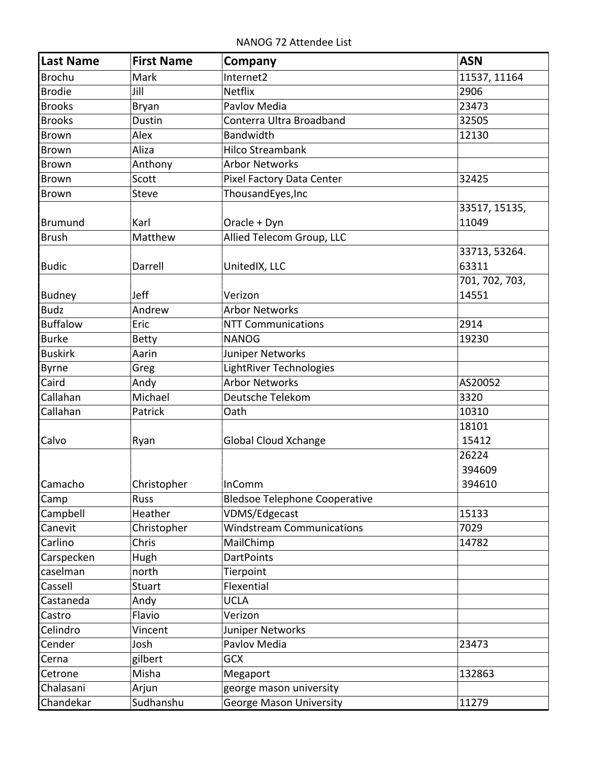NANOG 72 Attendee List

| Last Name | First Name | Company | ASN |
|---|---|---|---|
| Brochu | Mark | Internet2 | 11537, 11164 |
| Brodie | Jill | Netflix | 2906 |
| Brooks | Bryan | Pavlov Media | 23473 |
| Brooks | Dustin | Conterra Ultra Broadband | 32505 |
| Brown | Alex | Bandwidth | 12130 |
| Brown | Aliza | Hilco Streambank | |
| Brown | Anthony | Arbor Networks | |
| Brown | Scott | Pixel Factory Data Center | 32425 |
| Brown | Steve | ThousandEyes,Inc | |
| Brumund | Karl | Oracle + Dyn | 33517, 15135, 11049 |
| Brush | Matthew | Allied Telecom Group, LLC | |
| Budic | Darrell | UnitedIX, LLC | 33713, 53264. 63311 |
| Budney | Jeff | Verizon | 701, 702, 703, 14551 |
| Budz | Andrew | Arbor Networks | |
| Buffalow | Eric | NTT Communications | 2914 |
| Burke | Betty | NANOG | 19230 |
| Buskirk | Aarin | Juniper Networks | |
| Byrne | Greg | LightRiver Technologies | |
| Caird | Andy | Arbor Networks | AS20052 |
| Callahan | Michael | Deutsche Telekom | 3320 |
| Callahan | Patrick | Oath | 10310 |
| Calvo | Ryan | Global Cloud Xchange | 18101 15412 |
| Camacho | Christopher | InComm | 26224 394609 394610 |
| Camp | Russ | Bledsoe Telephone Cooperative | |
| Campbell | Heather | VDMS/Edgecast | 15133 |
| Canevit | Christopher | Windstream Communications | 7029 |
| Carlino | Chris | MailChimp | 14782 |
| Carspecken | Hugh | DartPoints | |
| caselman | north | Tierpoint | |
| Cassell | Stuart | Flexential | |
| Castaneda | Andy | UCLA | |
| Castro | Flavio | Verizon | |
| Celindro | Vincent | Juniper Networks | |
| Cender | Josh | Pavlov Media | 23473 |
| Cerna | gilbert | GCX | |
| Cetrone | Misha | Megaport | 132863 |
| Chalasani | Arjun | george mason university | |
| Chandekar | Sudhanshu | George Mason University | 11279 |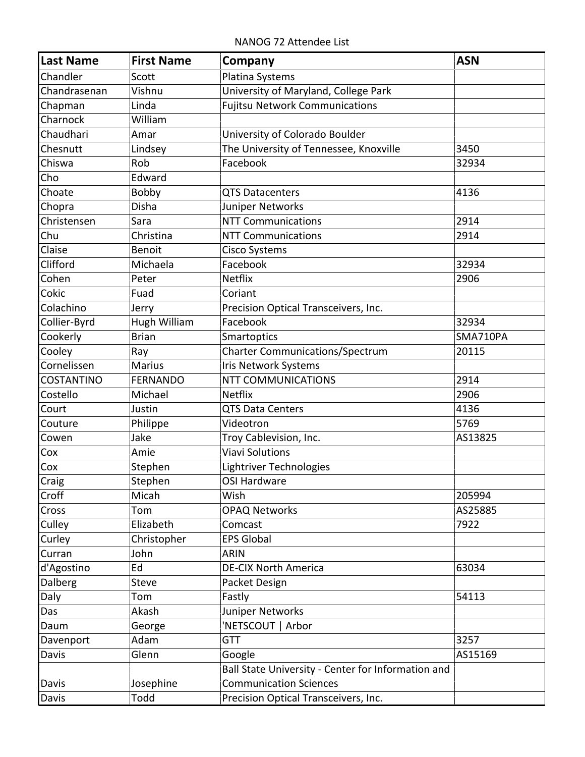NANOG 72 Attendee List

| Last Name | First Name | Company | ASN |
|---|---|---|---|
| Chandler | Scott | Platina Systems | |
| Chandrasenan | Vishnu | University of Maryland, College Park | |
| Chapman | Linda | Fujitsu Network Communications | |
| Charnock | William | | |
| Chaudhari | Amar | University of Colorado Boulder | |
| Chesnutt | Lindsey | The University of Tennessee, Knoxville | 3450 |
| Chiswa | Rob | Facebook | 32934 |
| Cho | Edward | | |
| Choate | Bobby | QTS Datacenters | 4136 |
| Chopra | Disha | Juniper Networks | |
| Christensen | Sara | NTT Communications | 2914 |
| Chu | Christina | NTT Communications | 2914 |
| Claise | Benoit | Cisco Systems | |
| Clifford | Michaela | Facebook | 32934 |
| Cohen | Peter | Netflix | 2906 |
| Cokic | Fuad | Coriant | |
| Colachino | Jerry | Precision Optical Transceivers, Inc. | |
| Collier-Byrd | Hugh William | Facebook | 32934 |
| Cookerly | Brian | Smartoptics | SMA710PA |
| Cooley | Ray | Charter Communications/Spectrum | 20115 |
| Cornelissen | Marius | Iris Network Systems | |
| COSTANTINO | FERNANDO | NTT COMMUNICATIONS | 2914 |
| Costello | Michael | Netflix | 2906 |
| Court | Justin | QTS Data Centers | 4136 |
| Couture | Philippe | Videotron | 5769 |
| Cowen | Jake | Troy Cablevision, Inc. | AS13825 |
| Cox | Amie | Viavi Solutions | |
| Cox | Stephen | Lightriver Technologies | |
| Craig | Stephen | OSI Hardware | |
| Croff | Micah | Wish | 205994 |
| Cross | Tom | OPAQ Networks | AS25885 |
| Culley | Elizabeth | Comcast | 7922 |
| Curley | Christopher | EPS Global | |
| Curran | John | ARIN | |
| d'Agostino | Ed | DE-CIX North America | 63034 |
| Dalberg | Steve | Packet Design | |
| Daly | Tom | Fastly | 54113 |
| Das | Akash | Juniper Networks | |
| Daum | George | 'NETSCOUT \| Arbor | |
| Davenport | Adam | GTT | 3257 |
| Davis | Glenn | Google | AS15169 |
| Davis | Josephine | Ball State University - Center for Information and Communication Sciences | |
| Davis | Todd | Precision Optical Transceivers, Inc. | |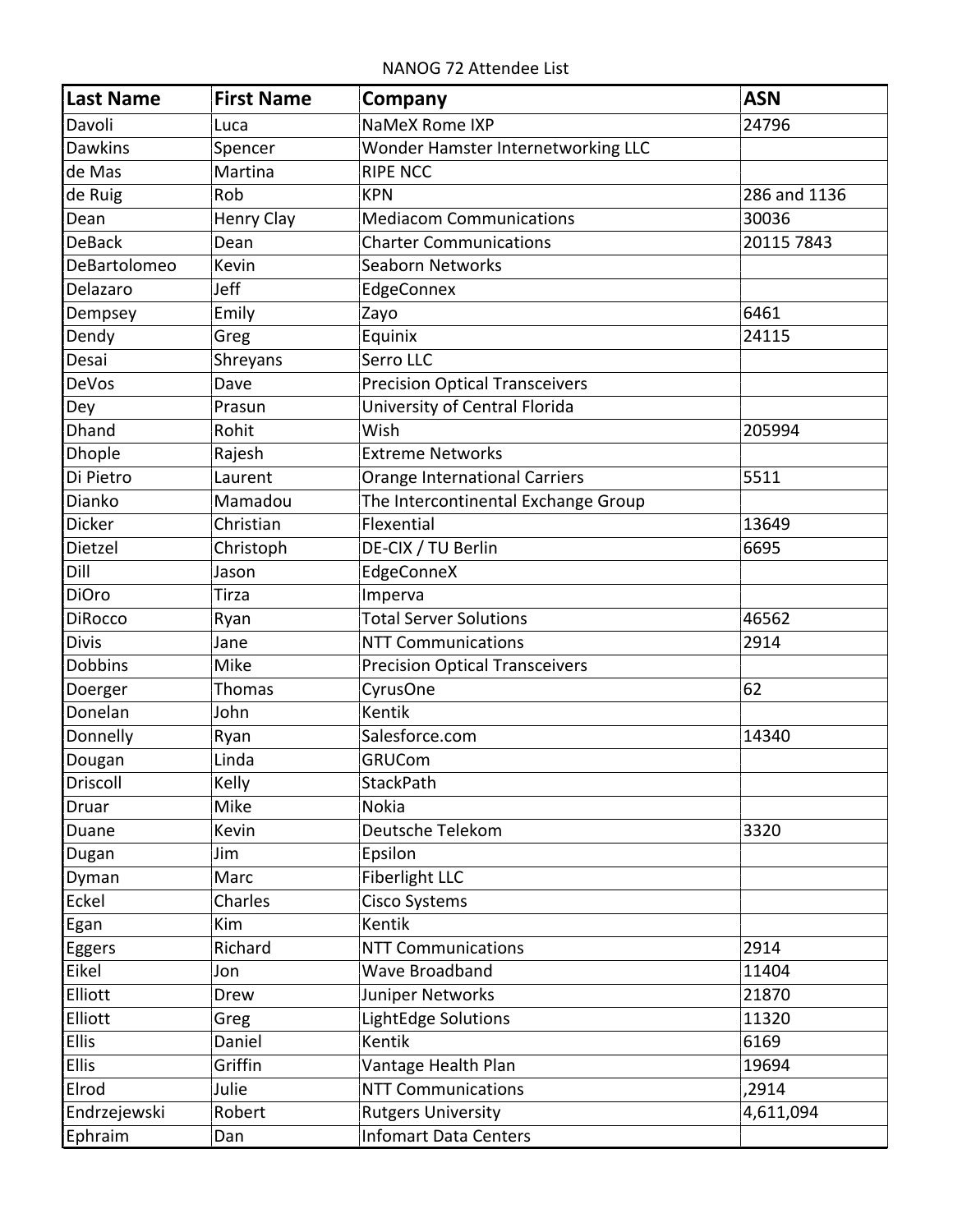NANOG 72 Attendee List

| Last Name | First Name | Company | ASN |
| --- | --- | --- | --- |
| Davoli | Luca | NaMeX Rome IXP | 24796 |
| Dawkins | Spencer | Wonder Hamster Internetworking LLC | |
| de Mas | Martina | RIPE NCC | |
| de Ruig | Rob | KPN | 286 and 1136 |
| Dean | Henry Clay | Mediacom Communications | 30036 |
| DeBack | Dean | Charter Communications | 20115 7843 |
| DeBartolomeo | Kevin | Seaborn Networks | |
| Delazaro | Jeff | EdgeConnex | |
| Dempsey | Emily | Zayo | 6461 |
| Dendy | Greg | Equinix | 24115 |
| Desai | Shreyans | Serro LLC | |
| DeVos | Dave | Precision Optical Transceivers | |
| Dey | Prasun | University of Central Florida | |
| Dhand | Rohit | Wish | 205994 |
| Dhople | Rajesh | Extreme Networks | |
| Di Pietro | Laurent | Orange International Carriers | 5511 |
| Dianko | Mamadou | The Intercontinental Exchange Group | |
| Dicker | Christian | Flexential | 13649 |
| Dietzel | Christoph | DE-CIX / TU Berlin | 6695 |
| Dill | Jason | EdgeConneX | |
| DiOro | Tirza | Imperva | |
| DiRocco | Ryan | Total Server Solutions | 46562 |
| Divis | Jane | NTT Communications | 2914 |
| Dobbins | Mike | Precision Optical Transceivers | |
| Doerger | Thomas | CyrusOne | 62 |
| Donelan | John | Kentik | |
| Donnelly | Ryan | Salesforce.com | 14340 |
| Dougan | Linda | GRUCom | |
| Driscoll | Kelly | StackPath | |
| Druar | Mike | Nokia | |
| Duane | Kevin | Deutsche Telekom | 3320 |
| Dugan | Jim | Epsilon | |
| Dyman | Marc | Fiberlight LLC | |
| Eckel | Charles | Cisco Systems | |
| Egan | Kim | Kentik | |
| Eggers | Richard | NTT Communications | 2914 |
| Eikel | Jon | Wave Broadband | 11404 |
| Elliott | Drew | Juniper Networks | 21870 |
| Elliott | Greg | LightEdge Solutions | 11320 |
| Ellis | Daniel | Kentik | 6169 |
| Ellis | Griffin | Vantage Health Plan | 19694 |
| Elrod | Julie | NTT Communications | ,2914 |
| Endrzejewski | Robert | Rutgers University | 4,611,094 |
| Ephraim | Dan | Infomart Data Centers | |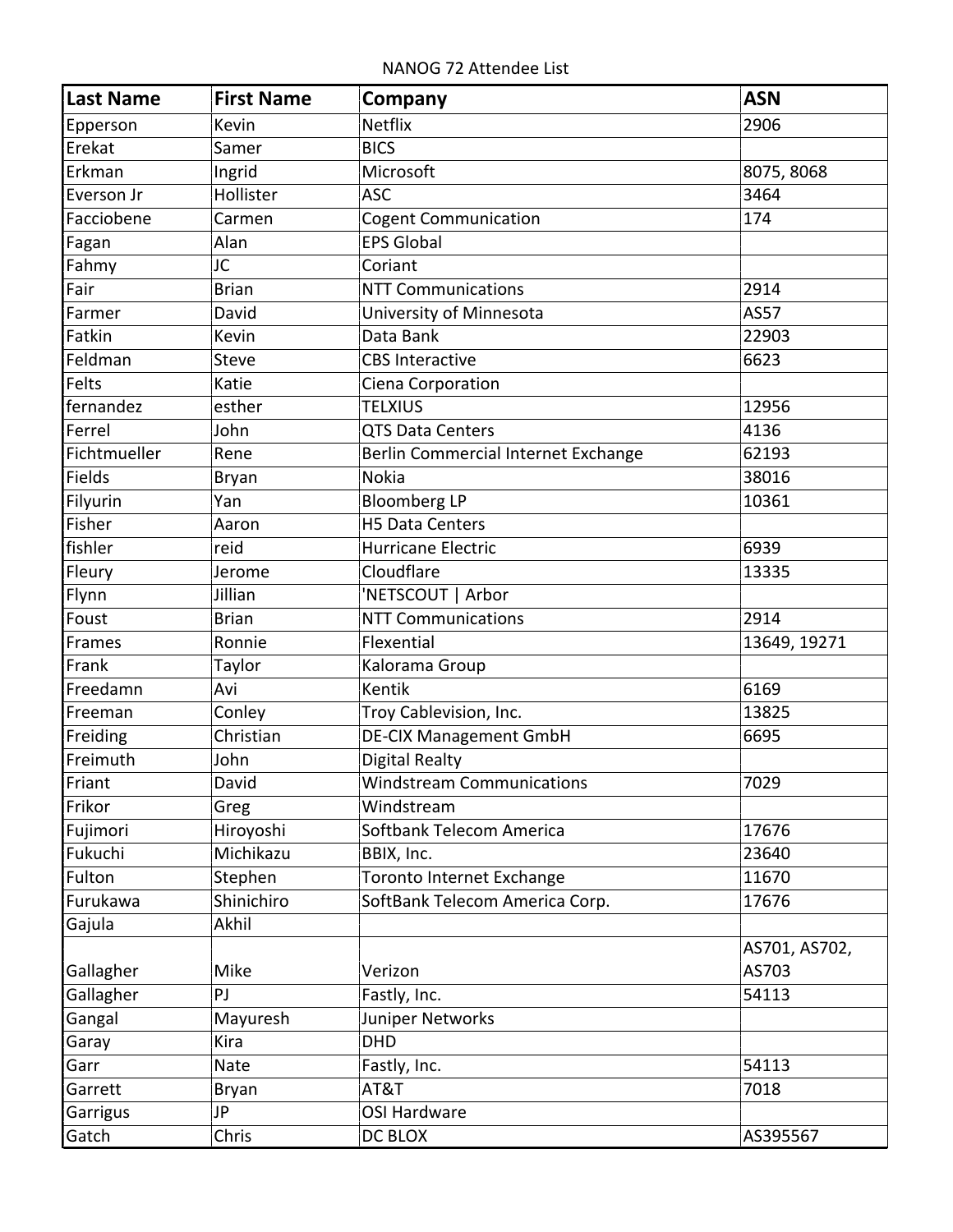NANOG 72 Attendee List

| Last Name | First Name | Company | ASN |
|---|---|---|---|
| Epperson | Kevin | Netflix | 2906 |
| Erekat | Samer | BICS | |
| Erkman | Ingrid | Microsoft | 8075, 8068 |
| Everson Jr | Hollister | ASC | 3464 |
| Facciobene | Carmen | Cogent Communication | 174 |
| Fagan | Alan | EPS Global | |
| Fahmy | JC | Coriant | |
| Fair | Brian | NTT Communications | 2914 |
| Farmer | David | University of Minnesota | AS57 |
| Fatkin | Kevin | Data Bank | 22903 |
| Feldman | Steve | CBS Interactive | 6623 |
| Felts | Katie | Ciena Corporation | |
| fernandez | esther | TELXIUS | 12956 |
| Ferrel | John | QTS Data Centers | 4136 |
| Fichtmueller | Rene | Berlin Commercial Internet Exchange | 62193 |
| Fields | Bryan | Nokia | 38016 |
| Filyurin | Yan | Bloomberg LP | 10361 |
| Fisher | Aaron | H5 Data Centers | |
| fishler | reid | Hurricane Electric | 6939 |
| Fleury | Jerome | Cloudflare | 13335 |
| Flynn | Jillian | 'NETSCOUT \| Arbor | |
| Foust | Brian | NTT Communications | 2914 |
| Frames | Ronnie | Flexential | 13649, 19271 |
| Frank | Taylor | Kalorama Group | |
| Freedamn | Avi | Kentik | 6169 |
| Freeman | Conley | Troy Cablevision, Inc. | 13825 |
| Freiding | Christian | DE-CIX Management GmbH | 6695 |
| Freimuth | John | Digital Realty | |
| Friant | David | Windstream Communications | 7029 |
| Frikor | Greg | Windstream | |
| Fujimori | Hiroyoshi | Softbank Telecom America | 17676 |
| Fukuchi | Michikazu | BBIX, Inc. | 23640 |
| Fulton | Stephen | Toronto Internet Exchange | 11670 |
| Furukawa | Shinichiro | SoftBank Telecom America Corp. | 17676 |
| Gajula | Akhil | | |
| Gallagher | Mike | Verizon | AS701, AS702, AS703 |
| Gallagher | PJ | Fastly, Inc. | 54113 |
| Gangal | Mayuresh | Juniper Networks | |
| Garay | Kira | DHD | |
| Garr | Nate | Fastly, Inc. | 54113 |
| Garrett | Bryan | AT&T | 7018 |
| Garrigus | JP | OSI Hardware | |
| Gatch | Chris | DC BLOX | AS395567 |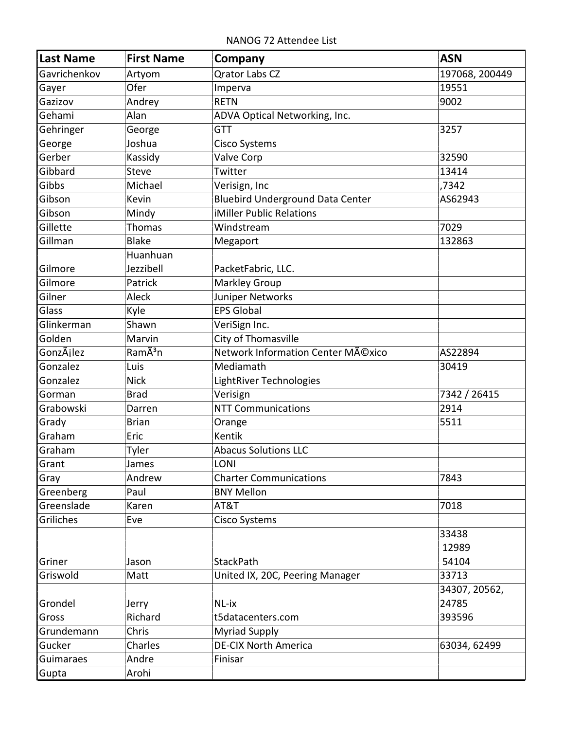NANOG 72 Attendee List

| Last Name | First Name | Company | ASN |
|---|---|---|---|
| Gavrichenkov | Artyom | Qrator Labs CZ | 197068, 200449 |
| Gayer | Ofer | Imperva | 19551 |
| Gazizov | Andrey | RETN | 9002 |
| Gehami | Alan | ADVA Optical Networking, Inc. | |
| Gehringer | George | GTT | 3257 |
| George | Joshua | Cisco Systems | |
| Gerber | Kassidy | Valve Corp | 32590 |
| Gibbard | Steve | Twitter | 13414 |
| Gibbs | Michael | Verisign, Inc | ,7342 |
| Gibson | Kevin | Bluebird Underground Data Center | AS62943 |
| Gibson | Mindy | iMiller Public Relations | |
| Gillette | Thomas | Windstream | 7029 |
| Gillman | Blake | Megaport | 132863 |
| Gilmore | Huanhuan Jezzibell | PacketFabric, LLC. | |
| Gilmore | Patrick | Markley Group | |
| Gilner | Aleck | Juniper Networks | |
| Glass | Kyle | EPS Global | |
| Glinkerman | Shawn | VeriSign Inc. | |
| Golden | Marvin | City of Thomasville | |
| GonzÃ¡lez | RamÃ³n | Network Information Center MÃ©xico | AS22894 |
| Gonzalez | Luis | Mediamath | 30419 |
| Gonzalez | Nick | LightRiver Technologies | |
| Gorman | Brad | Verisign | 7342 / 26415 |
| Grabowski | Darren | NTT Communications | 2914 |
| Grady | Brian | Orange | 5511 |
| Graham | Eric | Kentik | |
| Graham | Tyler | Abacus Solutions LLC | |
| Grant | James | LONI | |
| Gray | Andrew | Charter Communications | 7843 |
| Greenberg | Paul | BNY Mellon | |
| Greenslade | Karen | AT&T | 7018 |
| Griliches | Eve | Cisco Systems | |
| Griner | Jason | StackPath | 33438 12989 54104 |
| Griswold | Matt | United IX, 20C, Peering Manager | 33713 |
| Grondel | Jerry | NL-ix | 34307, 20562, 24785 |
| Gross | Richard | t5datacenters.com | 393596 |
| Grundemann | Chris | Myriad Supply | |
| Gucker | Charles | DE-CIX North America | 63034, 62499 |
| Guimaraes | Andre | Finisar | |
| Gupta | Arohi | | |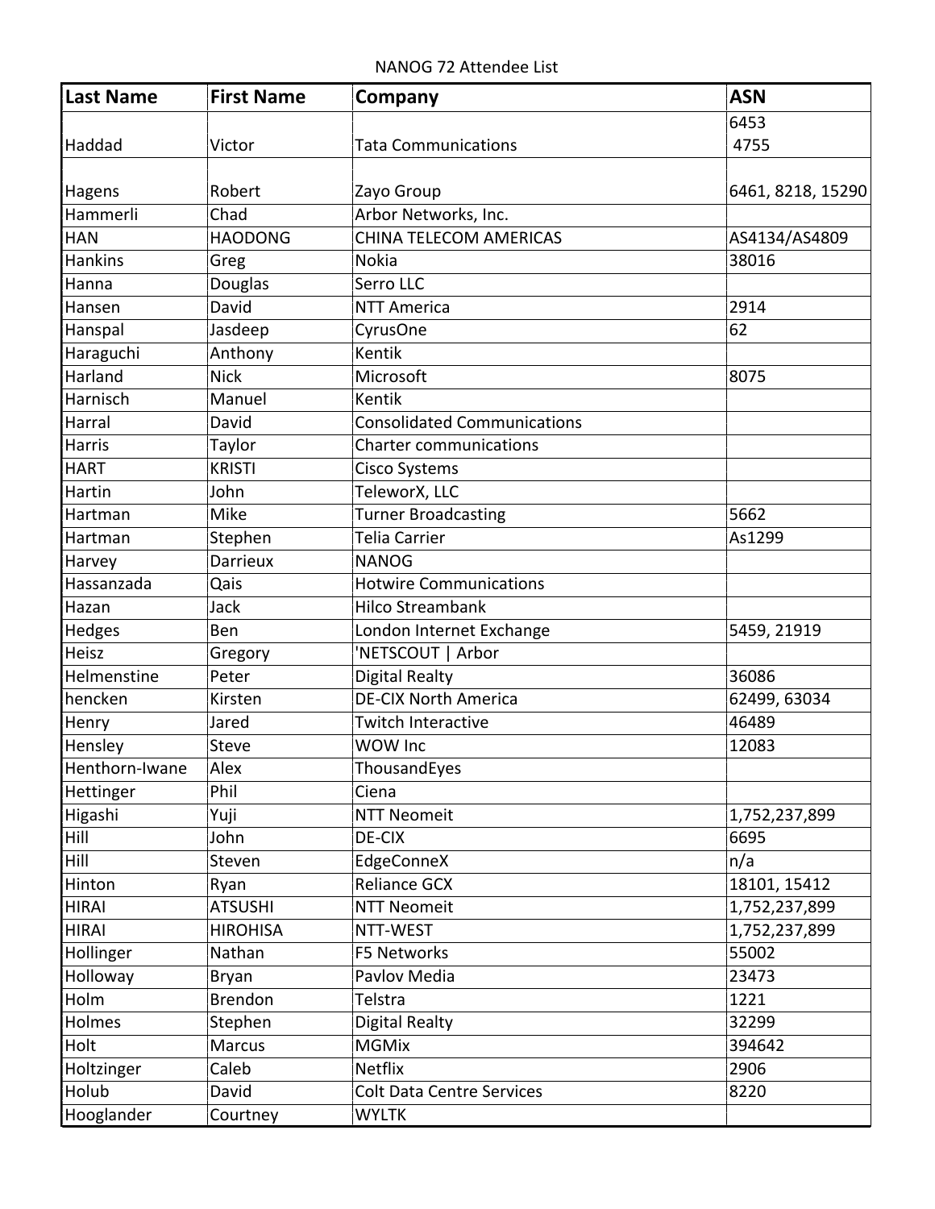NANOG 72 Attendee List

| Last Name | First Name | Company | ASN |
|---|---|---|---|
| Haddad | Victor | Tata Communications | 6453 4755 |
| Hagens | Robert | Zayo Group | 6461, 8218, 15290 |
| Hammerli | Chad | Arbor Networks, Inc. | |
| HAN | HAODONG | CHINA TELECOM AMERICAS | AS4134/AS4809 |
| Hankins | Greg | Nokia | 38016 |
| Hanna | Douglas | Serro LLC | |
| Hansen | David | NTT America | 2914 |
| Hanspal | Jasdeep | CyrusOne | 62 |
| Haraguchi | Anthony | Kentik | |
| Harland | Nick | Microsoft | 8075 |
| Harnisch | Manuel | Kentik | |
| Harral | David | Consolidated Communications | |
| Harris | Taylor | Charter communications | |
| HART | KRISTI | Cisco Systems | |
| Hartin | John | TeleworX, LLC | |
| Hartman | Mike | Turner Broadcasting | 5662 |
| Hartman | Stephen | Telia Carrier | As1299 |
| Harvey | Darrieux | NANOG | |
| Hassanzada | Qais | Hotwire Communications | |
| Hazan | Jack | Hilco Streambank | |
| Hedges | Ben | London Internet Exchange | 5459, 21919 |
| Heisz | Gregory | 'NETSCOUT \| Arbor | |
| Helmenstine | Peter | Digital Realty | 36086 |
| hencken | Kirsten | DE-CIX North America | 62499, 63034 |
| Henry | Jared | Twitch Interactive | 46489 |
| Hensley | Steve | WOW Inc | 12083 |
| Henthorn-Iwane | Alex | ThousandEyes | |
| Hettinger | Phil | Ciena | |
| Higashi | Yuji | NTT Neomeit | 1,752,237,899 |
| Hill | John | DE-CIX | 6695 |
| Hill | Steven | EdgeConneX | n/a |
| Hinton | Ryan | Reliance GCX | 18101, 15412 |
| HIRAI | ATSUSHI | NTT Neomeit | 1,752,237,899 |
| HIRAI | HIROHISA | NTT-WEST | 1,752,237,899 |
| Hollinger | Nathan | F5 Networks | 55002 |
| Holloway | Bryan | Pavlov Media | 23473 |
| Holm | Brendon | Telstra | 1221 |
| Holmes | Stephen | Digital Realty | 32299 |
| Holt | Marcus | MGMix | 394642 |
| Holtzinger | Caleb | Netflix | 2906 |
| Holub | David | Colt Data Centre Services | 8220 |
| Hooglander | Courtney | WYLTK | |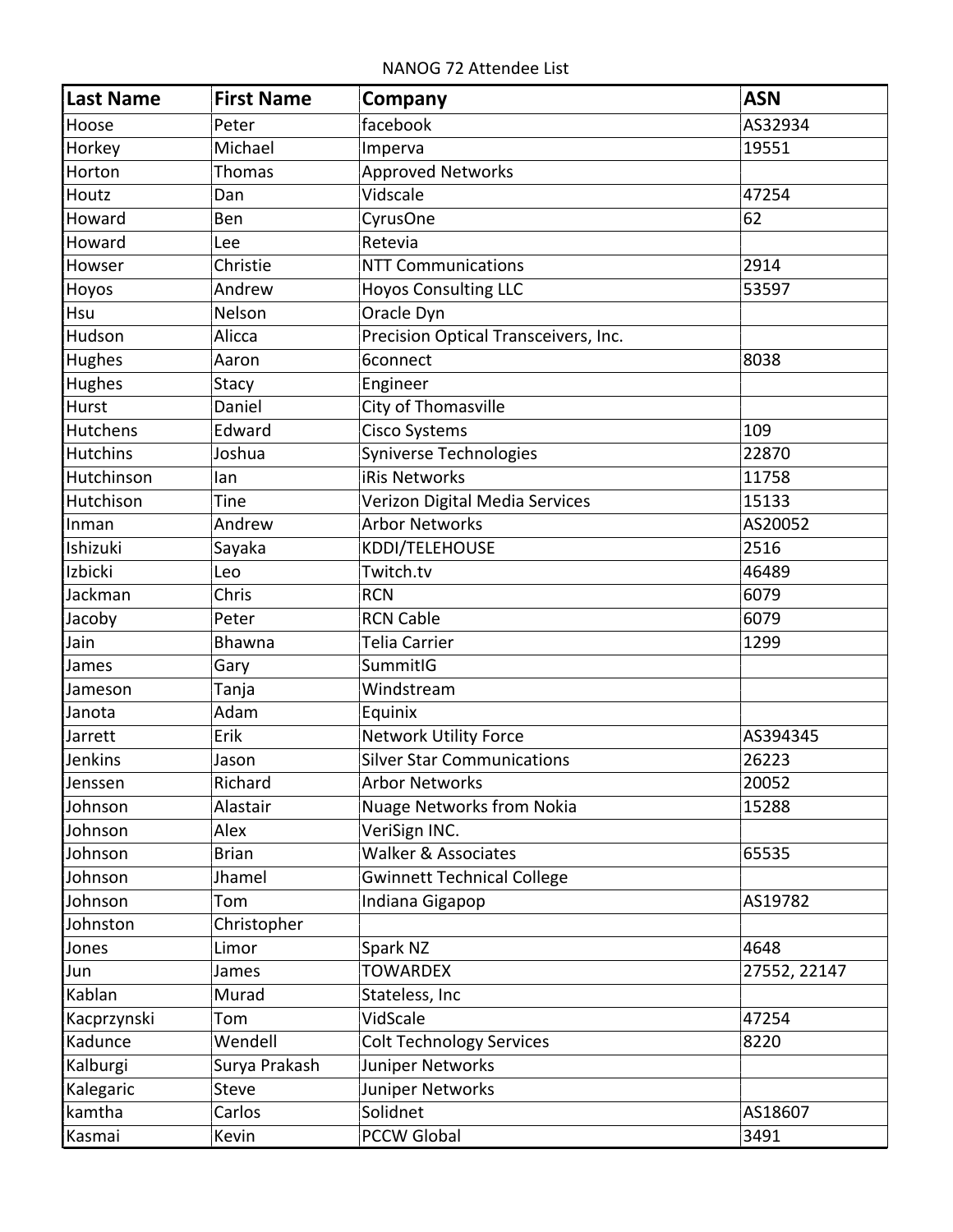NANOG 72 Attendee List

| Last Name | First Name | Company | ASN |
|---|---|---|---|
| Hoose | Peter | facebook | AS32934 |
| Horkey | Michael | Imperva | 19551 |
| Horton | Thomas | Approved Networks | |
| Houtz | Dan | Vidscale | 47254 |
| Howard | Ben | CyrusOne | 62 |
| Howard | Lee | Retevia | |
| Howser | Christie | NTT Communications | 2914 |
| Hoyos | Andrew | Hoyos Consulting LLC | 53597 |
| Hsu | Nelson | Oracle Dyn | |
| Hudson | Alicca | Precision Optical Transceivers, Inc. | |
| Hughes | Aaron | 6connect | 8038 |
| Hughes | Stacy | Engineer | |
| Hurst | Daniel | City of Thomasville | |
| Hutchens | Edward | Cisco Systems | 109 |
| Hutchins | Joshua | Syniverse Technologies | 22870 |
| Hutchinson | Ian | iRis Networks | 11758 |
| Hutchison | Tine | Verizon Digital Media Services | 15133 |
| Inman | Andrew | Arbor Networks | AS20052 |
| Ishizuki | Sayaka | KDDI/TELEHOUSE | 2516 |
| Izbicki | Leo | Twitch.tv | 46489 |
| Jackman | Chris | RCN | 6079 |
| Jacoby | Peter | RCN Cable | 6079 |
| Jain | Bhawna | Telia Carrier | 1299 |
| James | Gary | SummitIG | |
| Jameson | Tanja | Windstream | |
| Janota | Adam | Equinix | |
| Jarrett | Erik | Network Utility Force | AS394345 |
| Jenkins | Jason | Silver Star Communications | 26223 |
| Jenssen | Richard | Arbor Networks | 20052 |
| Johnson | Alastair | Nuage Networks from Nokia | 15288 |
| Johnson | Alex | VeriSign INC. | |
| Johnson | Brian | Walker & Associates | 65535 |
| Johnson | Jhamel | Gwinnett Technical College | |
| Johnson | Tom | Indiana Gigapop | AS19782 |
| Johnston | Christopher | | |
| Jones | Limor | Spark NZ | 4648 |
| Jun | James | TOWARDEX | 27552, 22147 |
| Kablan | Murad | Stateless, Inc | |
| Kacprzynski | Tom | VidScale | 47254 |
| Kadunce | Wendell | Colt Technology Services | 8220 |
| Kalburgi | Surya Prakash | Juniper Networks | |
| Kalegaric | Steve | Juniper Networks | |
| kamtha | Carlos | Solidnet | AS18607 |
| Kasmai | Kevin | PCCW Global | 3491 |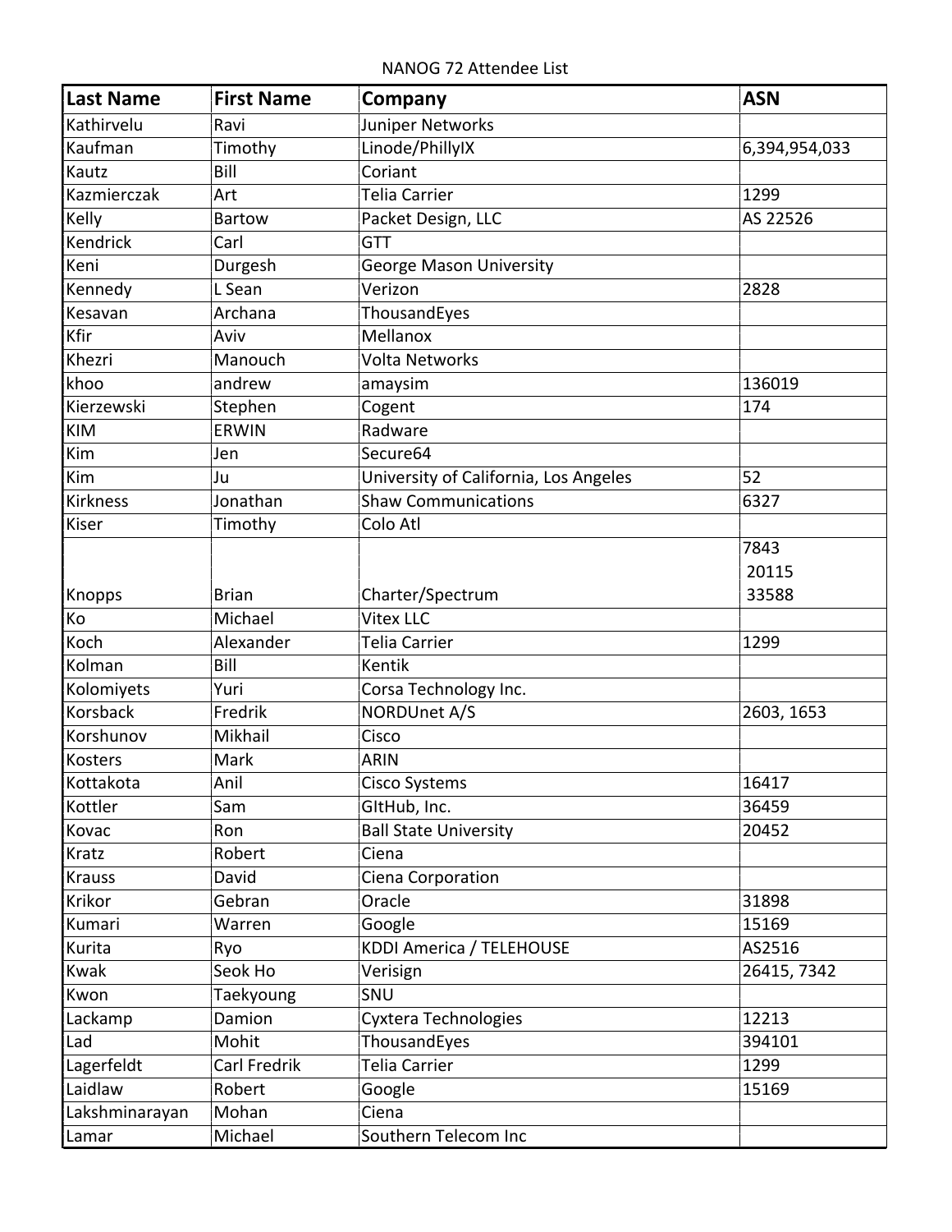NANOG 72 Attendee List

| Last Name | First Name | Company | ASN |
|---|---|---|---|
| Kathirvelu | Ravi | Juniper Networks | |
| Kaufman | Timothy | Linode/PhillyIX | 6,394,954,033 |
| Kautz | Bill | Coriant | |
| Kazmierczak | Art | Telia Carrier | 1299 |
| Kelly | Bartow | Packet Design, LLC | AS 22526 |
| Kendrick | Carl | GTT | |
| Keni | Durgesh | George Mason University | |
| Kennedy | L Sean | Verizon | 2828 |
| Kesavan | Archana | ThousandEyes | |
| Kfir | Aviv | Mellanox | |
| Khezri | Manouch | Volta Networks | |
| khoo | andrew | amaysim | 136019 |
| Kierzewski | Stephen | Cogent | 174 |
| KIM | ERWIN | Radware | |
| Kim | Jen | Secure64 | |
| Kim | Ju | University of California, Los Angeles | 52 |
| Kirkness | Jonathan | Shaw Communications | 6327 |
| Kiser | Timothy | Colo Atl | |
| Knopps | Brian | Charter/Spectrum | 7843 20115 33588 |
| Ko | Michael | Vitex LLC | |
| Koch | Alexander | Telia Carrier | 1299 |
| Kolman | Bill | Kentik | |
| Kolomiyets | Yuri | Corsa Technology Inc. | |
| Korsback | Fredrik | NORDUnet A/S | 2603, 1653 |
| Korshunov | Mikhail | Cisco | |
| Kosters | Mark | ARIN | |
| Kottakota | Anil | Cisco Systems | 16417 |
| Kottler | Sam | GItHub, Inc. | 36459 |
| Kovac | Ron | Ball State University | 20452 |
| Kratz | Robert | Ciena | |
| Krauss | David | Ciena Corporation | |
| Krikor | Gebran | Oracle | 31898 |
| Kumari | Warren | Google | 15169 |
| Kurita | Ryo | KDDI America / TELEHOUSE | AS2516 |
| Kwak | Seok Ho | Verisign | 26415, 7342 |
| Kwon | Taekyoung | SNU | |
| Lackamp | Damion | Cyxtera Technologies | 12213 |
| Lad | Mohit | ThousandEyes | 394101 |
| Lagerfeldt | Carl Fredrik | Telia Carrier | 1299 |
| Laidlaw | Robert | Google | 15169 |
| Lakshminarayan | Mohan | Ciena | |
| Lamar | Michael | Southern Telecom Inc | |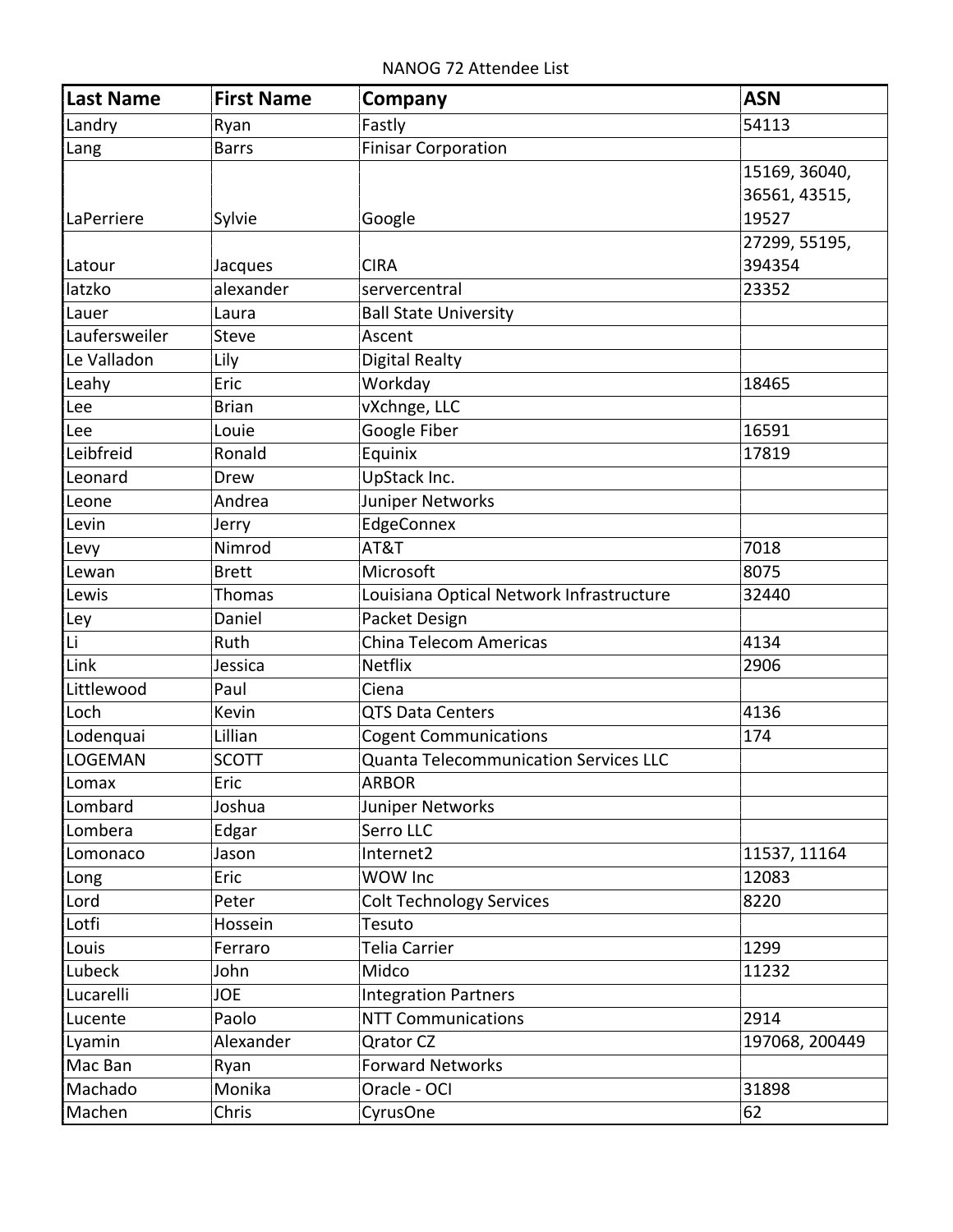NANOG 72 Attendee List

| Last Name | First Name | Company | ASN |
| --- | --- | --- | --- |
| Landry | Ryan | Fastly | 54113 |
| Lang | Barrs | Finisar Corporation | |
| LaPerriere | Sylvie | Google | 15169, 36040, 36561, 43515, 19527 |
| Latour | Jacques | CIRA | 27299, 55195, 394354 |
| latzko | alexander | servercentral | 23352 |
| Lauer | Laura | Ball State University | |
| Laufersweiler | Steve | Ascent | |
| Le Valladon | Lily | Digital Realty | |
| Leahy | Eric | Workday | 18465 |
| Lee | Brian | vXchnge, LLC | |
| Lee | Louie | Google Fiber | 16591 |
| Leibfreid | Ronald | Equinix | 17819 |
| Leonard | Drew | UpStack Inc. | |
| Leone | Andrea | Juniper Networks | |
| Levin | Jerry | EdgeConnex | |
| Levy | Nimrod | AT&T | 7018 |
| Lewan | Brett | Microsoft | 8075 |
| Lewis | Thomas | Louisiana Optical Network Infrastructure | 32440 |
| Ley | Daniel | Packet Design | |
| Li | Ruth | China Telecom Americas | 4134 |
| Link | Jessica | Netflix | 2906 |
| Littlewood | Paul | Ciena | |
| Loch | Kevin | QTS Data Centers | 4136 |
| Lodenquai | Lillian | Cogent Communications | 174 |
| LOGEMAN | SCOTT | Quanta Telecommunication Services LLC | |
| Lomax | Eric | ARBOR | |
| Lombard | Joshua | Juniper Networks | |
| Lombera | Edgar | Serro LLC | |
| Lomonaco | Jason | Internet2 | 11537, 11164 |
| Long | Eric | WOW Inc | 12083 |
| Lord | Peter | Colt Technology Services | 8220 |
| Lotfi | Hossein | Tesuto | |
| Louis | Ferraro | Telia Carrier | 1299 |
| Lubeck | John | Midco | 11232 |
| Lucarelli | JOE | Integration Partners | |
| Lucente | Paolo | NTT Communications | 2914 |
| Lyamin | Alexander | Qrator CZ | 197068, 200449 |
| Mac Ban | Ryan | Forward Networks | |
| Machado | Monika | Oracle - OCI | 31898 |
| Machen | Chris | CyrusOne | 62 |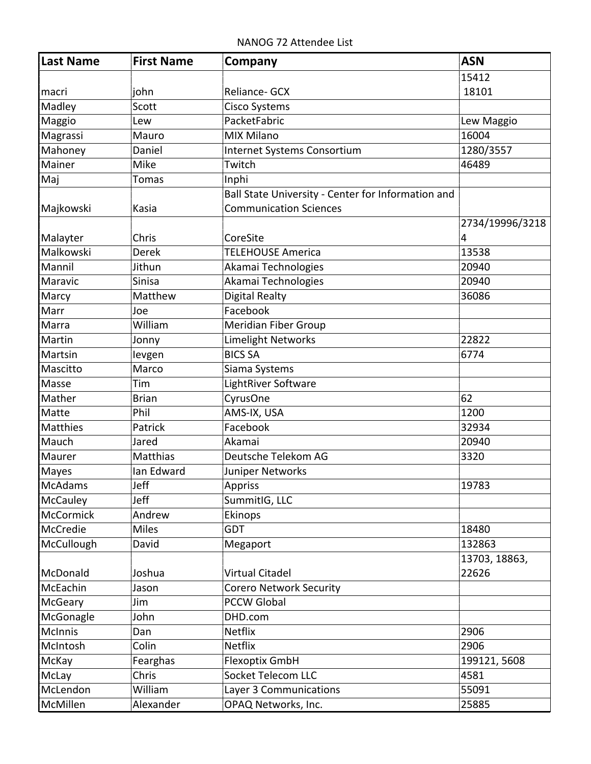NANOG 72 Attendee List

| Last Name | First Name | Company | ASN |
| --- | --- | --- | --- |
| macri | john | Reliance- GCX | 15412 18101 |
| Madley | Scott | Cisco Systems | |
| Maggio | Lew | PacketFabric | Lew Maggio |
| Magrassi | Mauro | MIX Milano | 16004 |
| Mahoney | Daniel | Internet Systems Consortium | 1280/3557 |
| Mainer | Mike | Twitch | 46489 |
| Maj | Tomas | Inphi | |
| Majkowski | Kasia | Ball State University - Center for Information and Communication Sciences | |
| Malayter | Chris | CoreSite | 2734/19996/32184 |
| Malkowski | Derek | TELEHOUSE America | 13538 |
| Mannil | Jithun | Akamai Technologies | 20940 |
| Maravic | Sinisa | Akamai Technologies | 20940 |
| Marcy | Matthew | Digital Realty | 36086 |
| Marr | Joe | Facebook | |
| Marra | William | Meridian Fiber Group | |
| Martin | Jonny | Limelight Networks | 22822 |
| Martsin | Ievgen | BICS SA | 6774 |
| Mascitto | Marco | Siama Systems | |
| Masse | Tim | LightRiver Software | |
| Mather | Brian | CyrusOne | 62 |
| Matte | Phil | AMS-IX, USA | 1200 |
| Matthies | Patrick | Facebook | 32934 |
| Mauch | Jared | Akamai | 20940 |
| Maurer | Matthias | Deutsche Telekom AG | 3320 |
| Mayes | Ian Edward | Juniper Networks | |
| McAdams | Jeff | Appriss | 19783 |
| McCauley | Jeff | SummitIG, LLC | |
| McCormick | Andrew | Ekinops | |
| McCredie | Miles | GDT | 18480 |
| McCullough | David | Megaport | 132863 |
| McDonald | Joshua | Virtual Citadel | 13703, 18863, 22626 |
| McEachin | Jason | Corero Network Security | |
| McGeary | Jim | PCCW Global | |
| McGonagle | John | DHD.com | |
| McInnis | Dan | Netflix | 2906 |
| McIntosh | Colin | Netflix | 2906 |
| McKay | Fearghas | Flexoptix GmbH | 199121, 5608 |
| McLay | Chris | Socket Telecom LLC | 4581 |
| McLendon | William | Layer 3 Communications | 55091 |
| McMillen | Alexander | OPAQ Networks, Inc. | 25885 |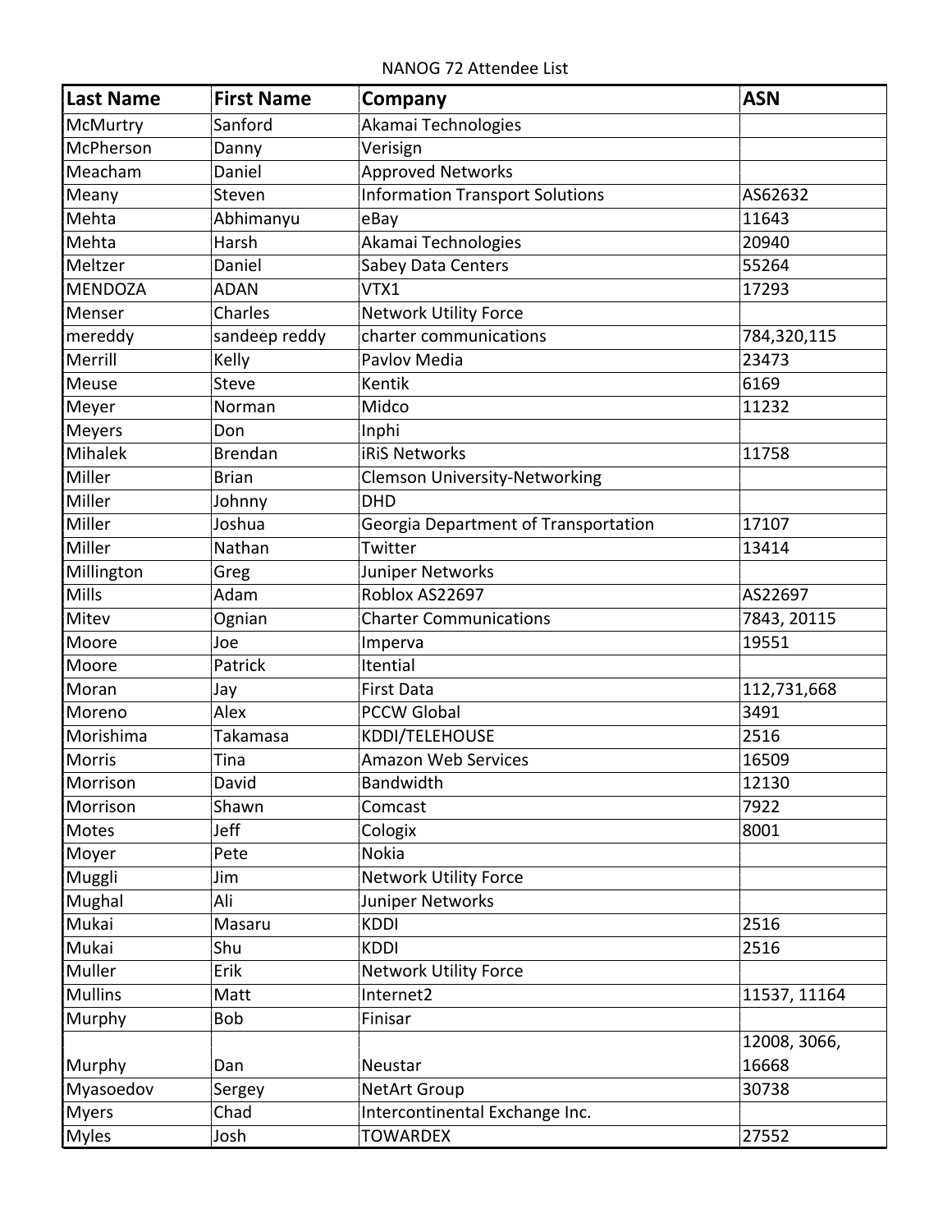NANOG 72 Attendee List

| Last Name | First Name | Company | ASN |
| --- | --- | --- | --- |
| McMurtry | Sanford | Akamai Technologies | |
| McPherson | Danny | Verisign | |
| Meacham | Daniel | Approved Networks | |
| Meany | Steven | Information Transport Solutions | AS62632 |
| Mehta | Abhimanyu | eBay | 11643 |
| Mehta | Harsh | Akamai Technologies | 20940 |
| Meltzer | Daniel | Sabey Data Centers | 55264 |
| MENDOZA | ADAN | VTX1 | 17293 |
| Menser | Charles | Network Utility Force | |
| mereddy | sandeep reddy | charter communications | 784,320,115 |
| Merrill | Kelly | Pavlov Media | 23473 |
| Meuse | Steve | Kentik | 6169 |
| Meyer | Norman | Midco | 11232 |
| Meyers | Don | Inphi | |
| Mihalek | Brendan | iRiS Networks | 11758 |
| Miller | Brian | Clemson University-Networking | |
| Miller | Johnny | DHD | |
| Miller | Joshua | Georgia Department of Transportation | 17107 |
| Miller | Nathan | Twitter | 13414 |
| Millington | Greg | Juniper Networks | |
| Mills | Adam | Roblox AS22697 | AS22697 |
| Mitev | Ognian | Charter Communications | 7843, 20115 |
| Moore | Joe | Imperva | 19551 |
| Moore | Patrick | Itential | |
| Moran | Jay | First Data | 112,731,668 |
| Moreno | Alex | PCCW Global | 3491 |
| Morishima | Takamasa | KDDI/TELEHOUSE | 2516 |
| Morris | Tina | Amazon Web Services | 16509 |
| Morrison | David | Bandwidth | 12130 |
| Morrison | Shawn | Comcast | 7922 |
| Motes | Jeff | Cologix | 8001 |
| Moyer | Pete | Nokia | |
| Muggli | Jim | Network Utility Force | |
| Mughal | Ali | Juniper Networks | |
| Mukai | Masaru | KDDI | 2516 |
| Mukai | Shu | KDDI | 2516 |
| Muller | Erik | Network Utility Force | |
| Mullins | Matt | Internet2 | 11537, 11164 |
| Murphy | Bob | Finisar | |
| Murphy | Dan | Neustar | 12008, 3066, 16668 |
| Myasoedov | Sergey | NetArt Group | 30738 |
| Myers | Chad | Intercontinental Exchange Inc. | |
| Myles | Josh | TOWARDEX | 27552 |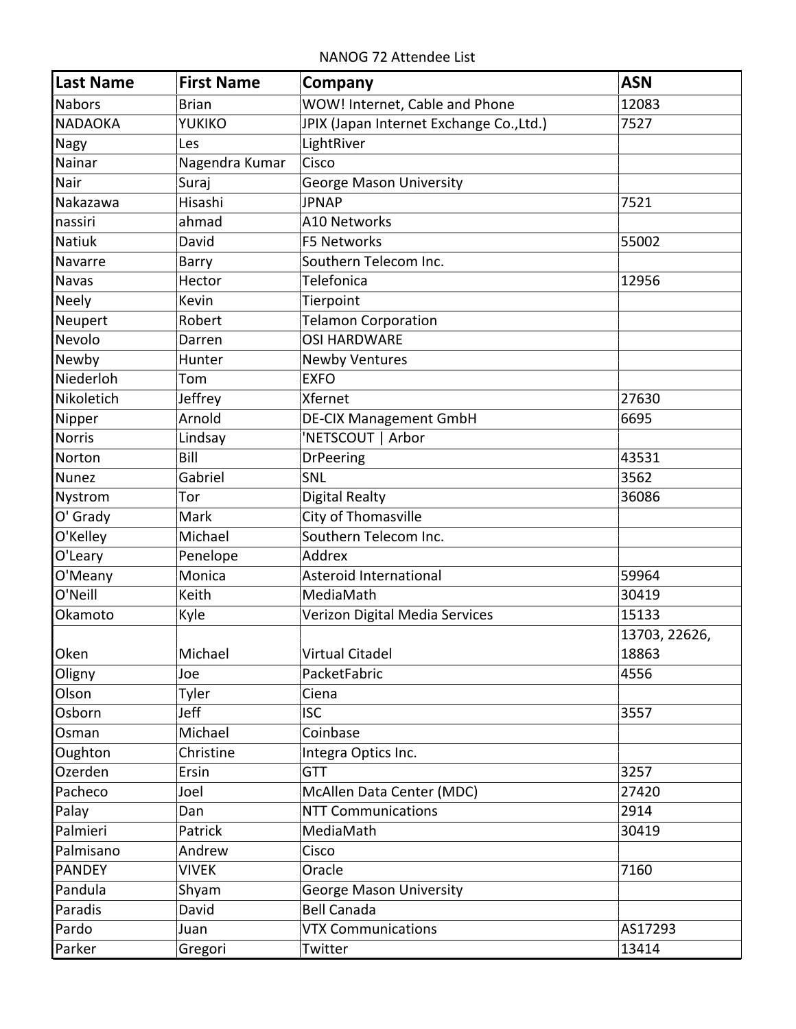NANOG 72 Attendee List

| Last Name | First Name | Company | ASN |
| --- | --- | --- | --- |
| Nabors | Brian | WOW! Internet, Cable and Phone | 12083 |
| NADAOKA | YUKIKO | JPIX (Japan Internet Exchange Co.,Ltd.) | 7527 |
| Nagy | Les | LightRiver | |
| Nainar | Nagendra Kumar | Cisco | |
| Nair | Suraj | George Mason University | |
| Nakazawa | Hisashi | JPNAP | 7521 |
| nassiri | ahmad | A10 Networks | |
| Natiuk | David | F5 Networks | 55002 |
| Navarre | Barry | Southern Telecom Inc. | |
| Navas | Hector | Telefonica | 12956 |
| Neely | Kevin | Tierpoint | |
| Neupert | Robert | Telamon Corporation | |
| Nevolo | Darren | OSI HARDWARE | |
| Newby | Hunter | Newby Ventures | |
| Niederloh | Tom | EXFO | |
| Nikoletich | Jeffrey | Xfernet | 27630 |
| Nipper | Arnold | DE-CIX Management GmbH | 6695 |
| Norris | Lindsay | 'NETSCOUT \| Arbor | |
| Norton | Bill | DrPeering | 43531 |
| Nunez | Gabriel | SNL | 3562 |
| Nystrom | Tor | Digital Realty | 36086 |
| O' Grady | Mark | City of Thomasville | |
| O'Kelley | Michael | Southern Telecom Inc. | |
| O'Leary | Penelope | Addrex | |
| O'Meany | Monica | Asteroid International | 59964 |
| O'Neill | Keith | MediaMath | 30419 |
| Okamoto | Kyle | Verizon Digital Media Services | 15133 |
| Oken | Michael | Virtual Citadel | 13703, 22626, 18863 |
| Oligny | Joe | PacketFabric | 4556 |
| Olson | Tyler | Ciena | |
| Osborn | Jeff | ISC | 3557 |
| Osman | Michael | Coinbase | |
| Oughton | Christine | Integra Optics Inc. | |
| Ozerden | Ersin | GTT | 3257 |
| Pacheco | Joel | McAllen Data Center (MDC) | 27420 |
| Palay | Dan | NTT Communications | 2914 |
| Palmieri | Patrick | MediaMath | 30419 |
| Palmisano | Andrew | Cisco | |
| PANDEY | VIVEK | Oracle | 7160 |
| Pandula | Shyam | George Mason University | |
| Paradis | David | Bell Canada | |
| Pardo | Juan | VTX Communications | AS17293 |
| Parker | Gregori | Twitter | 13414 |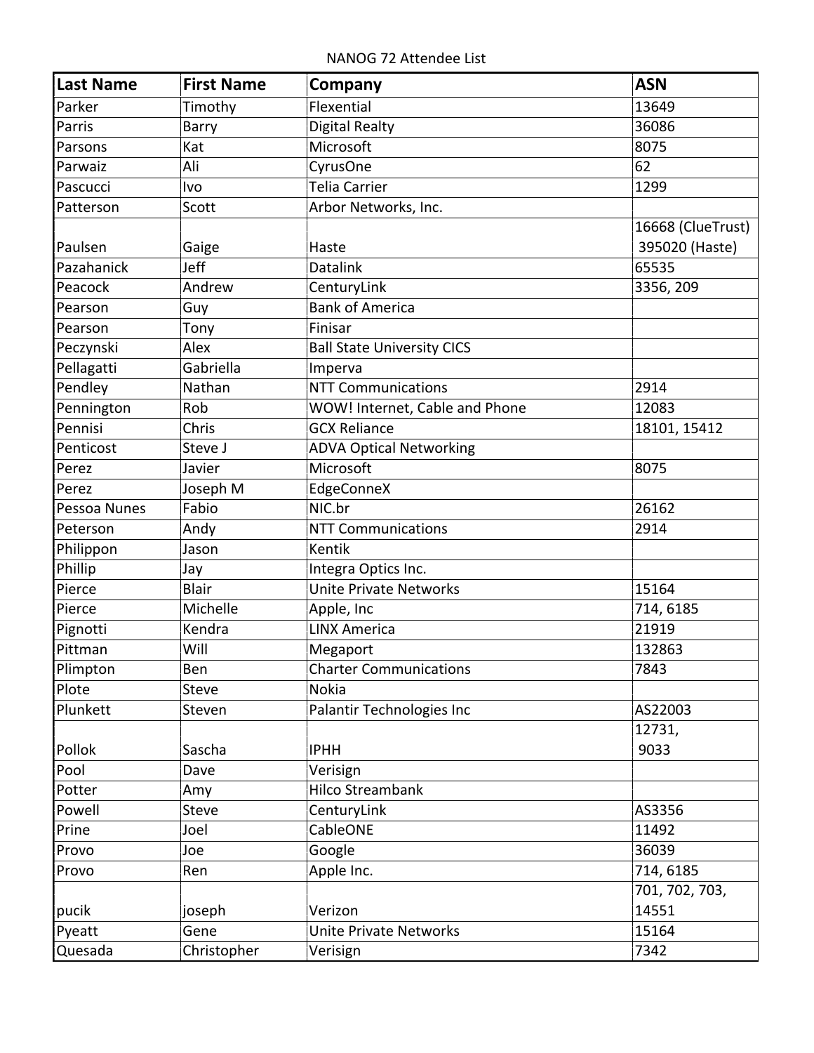NANOG 72 Attendee List

| Last Name | First Name | Company | ASN |
|---|---|---|---|
| Parker | Timothy | Flexential | 13649 |
| Parris | Barry | Digital Realty | 36086 |
| Parsons | Kat | Microsoft | 8075 |
| Parwaiz | Ali | CyrusOne | 62 |
| Pascucci | Ivo | Telia Carrier | 1299 |
| Patterson | Scott | Arbor Networks, Inc. | |
| Paulsen | Gaige | Haste | 16668 (ClueTrust) 395020 (Haste) |
| Pazahanick | Jeff | Datalink | 65535 |
| Peacock | Andrew | CenturyLink | 3356, 209 |
| Pearson | Guy | Bank of America | |
| Pearson | Tony | Finisar | |
| Peczynski | Alex | Ball State University CICS | |
| Pellagatti | Gabriella | Imperva | |
| Pendley | Nathan | NTT Communications | 2914 |
| Pennington | Rob | WOW! Internet, Cable and Phone | 12083 |
| Pennisi | Chris | GCX Reliance | 18101, 15412 |
| Penticost | Steve J | ADVA Optical Networking | |
| Perez | Javier | Microsoft | 8075 |
| Perez | Joseph M | EdgeConneX | |
| Pessoa Nunes | Fabio | NIC.br | 26162 |
| Peterson | Andy | NTT Communications | 2914 |
| Philippon | Jason | Kentik | |
| Phillip | Jay | Integra Optics Inc. | |
| Pierce | Blair | Unite Private Networks | 15164 |
| Pierce | Michelle | Apple, Inc | 714, 6185 |
| Pignotti | Kendra | LINX America | 21919 |
| Pittman | Will | Megaport | 132863 |
| Plimpton | Ben | Charter Communications | 7843 |
| Plote | Steve | Nokia | |
| Plunkett | Steven | Palantir Technologies Inc | AS22003 |
| Pollok | Sascha | IPHH | 12731, 9033 |
| Pool | Dave | Verisign | |
| Potter | Amy | Hilco Streambank | |
| Powell | Steve | CenturyLink | AS3356 |
| Prine | Joel | CableONE | 11492 |
| Provo | Joe | Google | 36039 |
| Provo | Ren | Apple Inc. | 714, 6185 |
| pucik | joseph | Verizon | 701, 702, 703, 14551 |
| Pyeatt | Gene | Unite Private Networks | 15164 |
| Quesada | Christopher | Verisign | 7342 |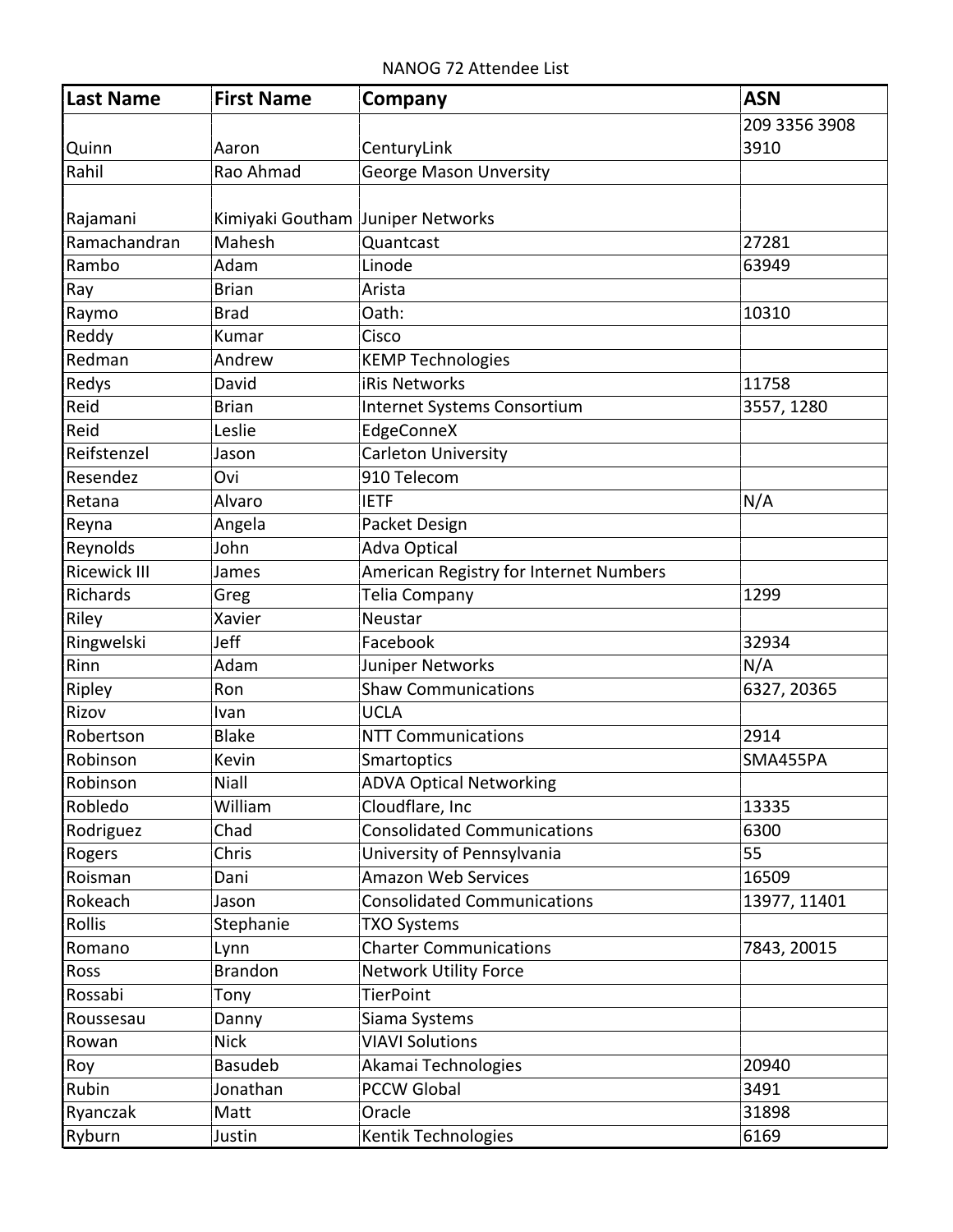NANOG 72 Attendee List

| Last Name | First Name | Company | ASN |
|---|---|---|---|
| Quinn | Aaron | CenturyLink | 209 3356 3908 3910 |
| Rahil | Rao Ahmad | George Mason Unversity | |
| Rajamani | Kimiyaki Goutham | Juniper Networks | |
| Ramachandran | Mahesh | Quantcast | 27281 |
| Rambo | Adam | Linode | 63949 |
| Ray | Brian | Arista | |
| Raymo | Brad | Oath: | 10310 |
| Reddy | Kumar | Cisco | |
| Redman | Andrew | KEMP Technologies | |
| Redys | David | iRis Networks | 11758 |
| Reid | Brian | Internet Systems Consortium | 3557, 1280 |
| Reid | Leslie | EdgeConneX | |
| Reifstenzel | Jason | Carleton University | |
| Resendez | Ovi | 910 Telecom | |
| Retana | Alvaro | IETF | N/A |
| Reyna | Angela | Packet Design | |
| Reynolds | John | Adva Optical | |
| Ricewick III | James | American Registry for Internet Numbers | |
| Richards | Greg | Telia Company | 1299 |
| Riley | Xavier | Neustar | |
| Ringwelski | Jeff | Facebook | 32934 |
| Rinn | Adam | Juniper Networks | N/A |
| Ripley | Ron | Shaw Communications | 6327, 20365 |
| Rizov | Ivan | UCLA | |
| Robertson | Blake | NTT Communications | 2914 |
| Robinson | Kevin | Smartoptics | SMA455PA |
| Robinson | Niall | ADVA Optical Networking | |
| Robledo | William | Cloudflare, Inc | 13335 |
| Rodriguez | Chad | Consolidated Communications | 6300 |
| Rogers | Chris | University of Pennsylvania | 55 |
| Roisman | Dani | Amazon Web Services | 16509 |
| Rokeach | Jason | Consolidated Communications | 13977, 11401 |
| Rollis | Stephanie | TXO Systems | |
| Romano | Lynn | Charter Communications | 7843, 20015 |
| Ross | Brandon | Network Utility Force | |
| Rossabi | Tony | TierPoint | |
| Roussesau | Danny | Siama Systems | |
| Rowan | Nick | VIAVI Solutions | |
| Roy | Basudeb | Akamai Technologies | 20940 |
| Rubin | Jonathan | PCCW Global | 3491 |
| Ryanczak | Matt | Oracle | 31898 |
| Ryburn | Justin | Kentik Technologies | 6169 |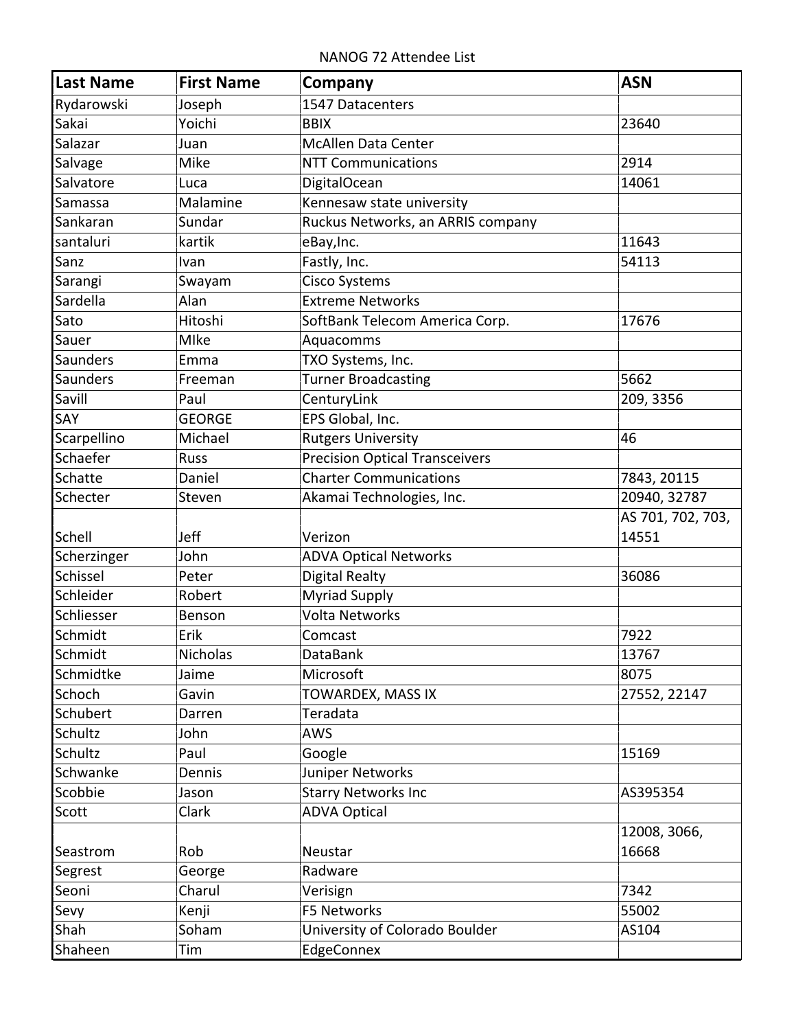NANOG 72 Attendee List

| Last Name | First Name | Company | ASN |
|---|---|---|---|
| Rydarowski | Joseph | 1547 Datacenters | |
| Sakai | Yoichi | BBIX | 23640 |
| Salazar | Juan | McAllen Data Center | |
| Salvage | Mike | NTT Communications | 2914 |
| Salvatore | Luca | DigitalOcean | 14061 |
| Samassa | Malamine | Kennesaw state university | |
| Sankaran | Sundar | Ruckus Networks, an ARRIS company | |
| santaluri | kartik | eBay,Inc. | 11643 |
| Sanz | Ivan | Fastly, Inc. | 54113 |
| Sarangi | Swayam | Cisco Systems | |
| Sardella | Alan | Extreme Networks | |
| Sato | Hitoshi | SoftBank Telecom America Corp. | 17676 |
| Sauer | MIke | Aquacomms | |
| Saunders | Emma | TXO Systems, Inc. | |
| Saunders | Freeman | Turner Broadcasting | 5662 |
| Savill | Paul | CenturyLink | 209, 3356 |
| SAY | GEORGE | EPS Global, Inc. | |
| Scarpellino | Michael | Rutgers University | 46 |
| Schaefer | Russ | Precision Optical Transceivers | |
| Schatte | Daniel | Charter Communications | 7843, 20115 |
| Schecter | Steven | Akamai Technologies, Inc. | 20940, 32787 |
| Schell | Jeff | Verizon | AS 701, 702, 703, 14551 |
| Scherzinger | John | ADVA Optical Networks | |
| Schissel | Peter | Digital Realty | 36086 |
| Schleider | Robert | Myriad Supply | |
| Schliesser | Benson | Volta Networks | |
| Schmidt | Erik | Comcast | 7922 |
| Schmidt | Nicholas | DataBank | 13767 |
| Schmidtke | Jaime | Microsoft | 8075 |
| Schoch | Gavin | TOWARDEX, MASS IX | 27552, 22147 |
| Schubert | Darren | Teradata | |
| Schultz | John | AWS | |
| Schultz | Paul | Google | 15169 |
| Schwanke | Dennis | Juniper Networks | |
| Scobbie | Jason | Starry Networks Inc | AS395354 |
| Scott | Clark | ADVA Optical | |
| Seastrom | Rob | Neustar | 12008, 3066, 16668 |
| Segrest | George | Radware | |
| Seoni | Charul | Verisign | 7342 |
| Sevy | Kenji | F5 Networks | 55002 |
| Shah | Soham | University of Colorado Boulder | AS104 |
| Shaheen | Tim | EdgeConnex | |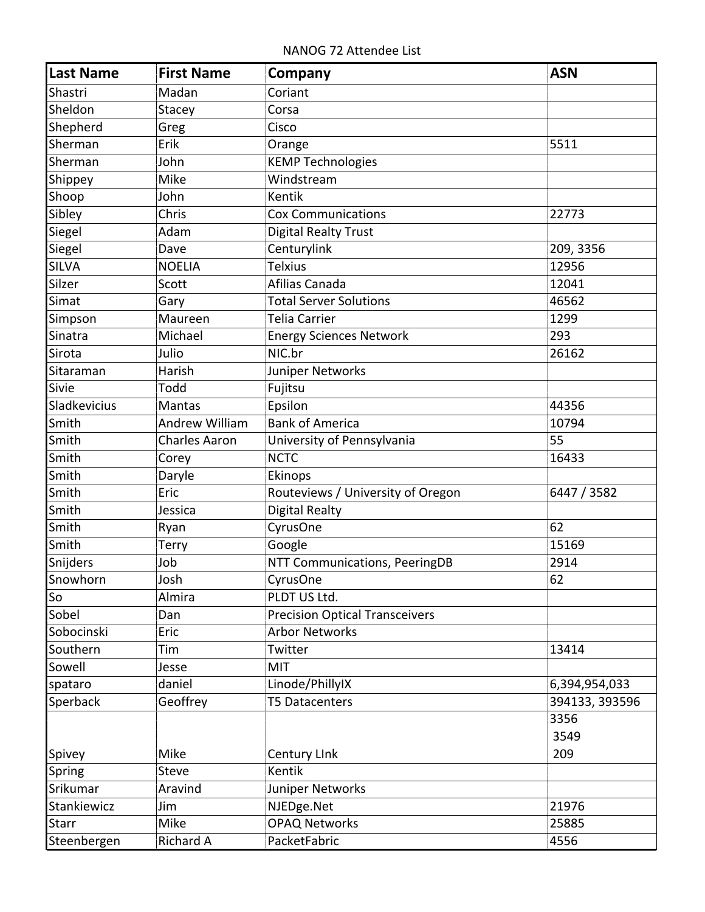NANOG 72 Attendee List

| Last Name | First Name | Company | ASN |
|---|---|---|---|
| Shastri | Madan | Coriant | |
| Sheldon | Stacey | Corsa | |
| Shepherd | Greg | Cisco | |
| Sherman | Erik | Orange | 5511 |
| Sherman | John | KEMP Technologies | |
| Shippey | Mike | Windstream | |
| Shoop | John | Kentik | |
| Sibley | Chris | Cox Communications | 22773 |
| Siegel | Adam | Digital Realty Trust | |
| Siegel | Dave | Centurylink | 209, 3356 |
| SILVA | NOELIA | Telxius | 12956 |
| Silzer | Scott | Afilias Canada | 12041 |
| Simat | Gary | Total Server Solutions | 46562 |
| Simpson | Maureen | Telia Carrier | 1299 |
| Sinatra | Michael | Energy Sciences Network | 293 |
| Sirota | Julio | NIC.br | 26162 |
| Sitaraman | Harish | Juniper Networks | |
| Sivie | Todd | Fujitsu | |
| Sladkevicius | Mantas | Epsilon | 44356 |
| Smith | Andrew William | Bank of America | 10794 |
| Smith | Charles Aaron | University of Pennsylvania | 55 |
| Smith | Corey | NCTC | 16433 |
| Smith | Daryle | Ekinops | |
| Smith | Eric | Routeviews / University of Oregon | 6447 / 3582 |
| Smith | Jessica | Digital Realty | |
| Smith | Ryan | CyrusOne | 62 |
| Smith | Terry | Google | 15169 |
| Snijders | Job | NTT Communications, PeeringDB | 2914 |
| Snowhorn | Josh | CyrusOne | 62 |
| So | Almira | PLDT US Ltd. | |
| Sobel | Dan | Precision Optical Transceivers | |
| Sobocinski | Eric | Arbor Networks | |
| Southern | Tim | Twitter | 13414 |
| Sowell | Jesse | MIT | |
| spataro | daniel | Linode/PhillyIX | 6,394,954,033 |
| Sperback | Geoffrey | T5 Datacenters | 394133, 393596 |
| Spivey | Mike | Century LInk | 3356<br>3549<br>209 |
| Spring | Steve | Kentik | |
| Srikumar | Aravind | Juniper Networks | |
| Stankiewicz | Jim | NJEDge.Net | 21976 |
| Starr | Mike | OPAQ Networks | 25885 |
| Steenbergen | Richard A | PacketFabric | 4556 |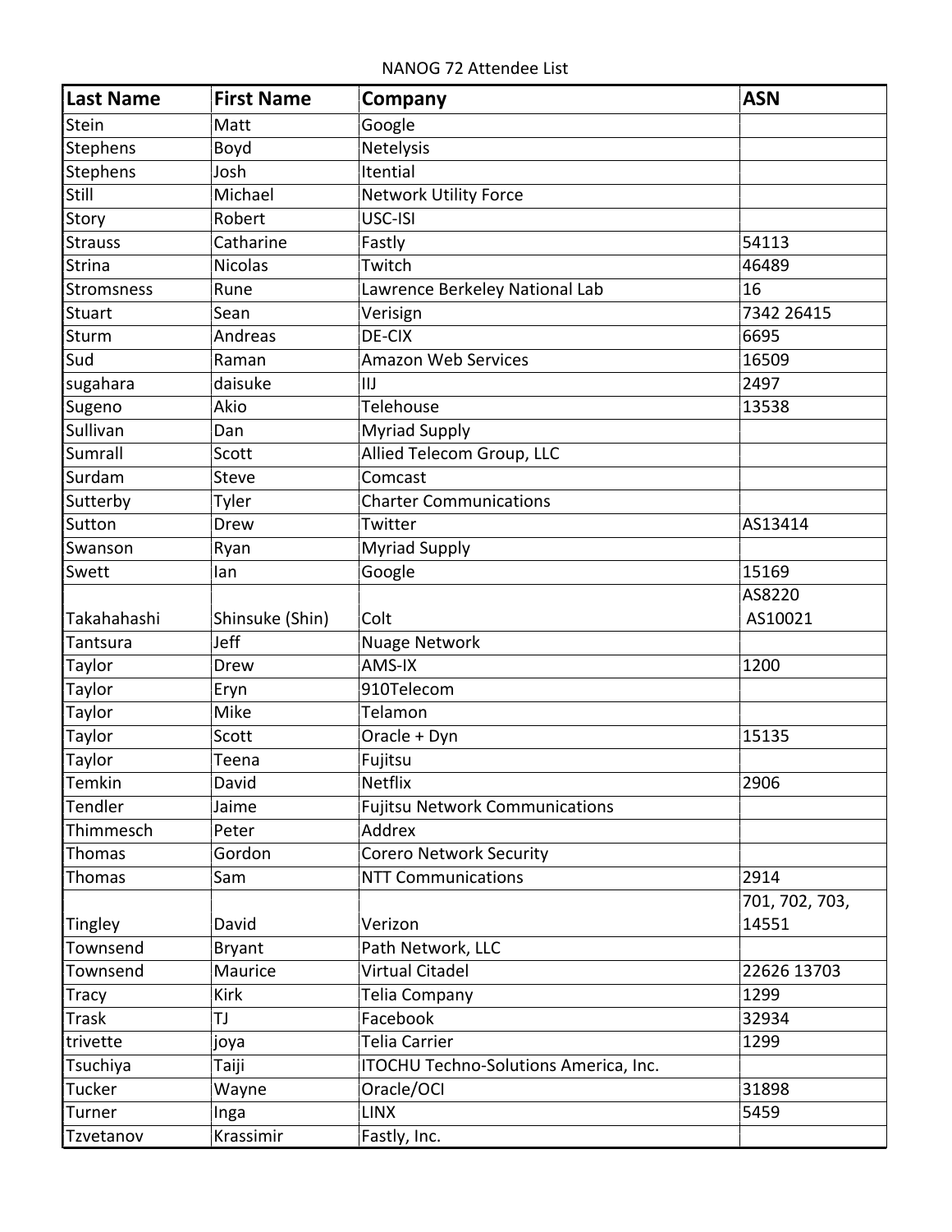NANOG 72 Attendee List

| Last Name | First Name | Company | ASN |
|---|---|---|---|
| Stein | Matt | Google | |
| Stephens | Boyd | Netelysis | |
| Stephens | Josh | Itential | |
| Still | Michael | Network Utility Force | |
| Story | Robert | USC-ISI | |
| Strauss | Catharine | Fastly | 54113 |
| Strina | Nicolas | Twitch | 46489 |
| Stromsness | Rune | Lawrence Berkeley National Lab | 16 |
| Stuart | Sean | Verisign | 7342 26415 |
| Sturm | Andreas | DE-CIX | 6695 |
| Sud | Raman | Amazon Web Services | 16509 |
| sugahara | daisuke | IIJ | 2497 |
| Sugeno | Akio | Telehouse | 13538 |
| Sullivan | Dan | Myriad Supply | |
| Sumrall | Scott | Allied Telecom Group, LLC | |
| Surdam | Steve | Comcast | |
| Sutterby | Tyler | Charter Communications | |
| Sutton | Drew | Twitter | AS13414 |
| Swanson | Ryan | Myriad Supply | |
| Swett | Ian | Google | 15169 |
| Takahahashi | Shinsuke (Shin) | Colt | AS8220 AS10021 |
| Tantsura | Jeff | Nuage Network | |
| Taylor | Drew | AMS-IX | 1200 |
| Taylor | Eryn | 910Telecom | |
| Taylor | Mike | Telamon | |
| Taylor | Scott | Oracle + Dyn | 15135 |
| Taylor | Teena | Fujitsu | |
| Temkin | David | Netflix | 2906 |
| Tendler | Jaime | Fujitsu Network Communications | |
| Thimmesch | Peter | Addrex | |
| Thomas | Gordon | Corero Network Security | |
| Thomas | Sam | NTT Communications | 2914 |
| Tingley | David | Verizon | 701, 702, 703, 14551 |
| Townsend | Bryant | Path Network, LLC | |
| Townsend | Maurice | Virtual Citadel | 22626 13703 |
| Tracy | Kirk | Telia Company | 1299 |
| Trask | TJ | Facebook | 32934 |
| trivette | joya | Telia Carrier | 1299 |
| Tsuchiya | Taiji | ITOCHU Techno-Solutions America, Inc. | |
| Tucker | Wayne | Oracle/OCI | 31898 |
| Turner | Inga | LINX | 5459 |
| Tzvetanov | Krassimir | Fastly, Inc. | |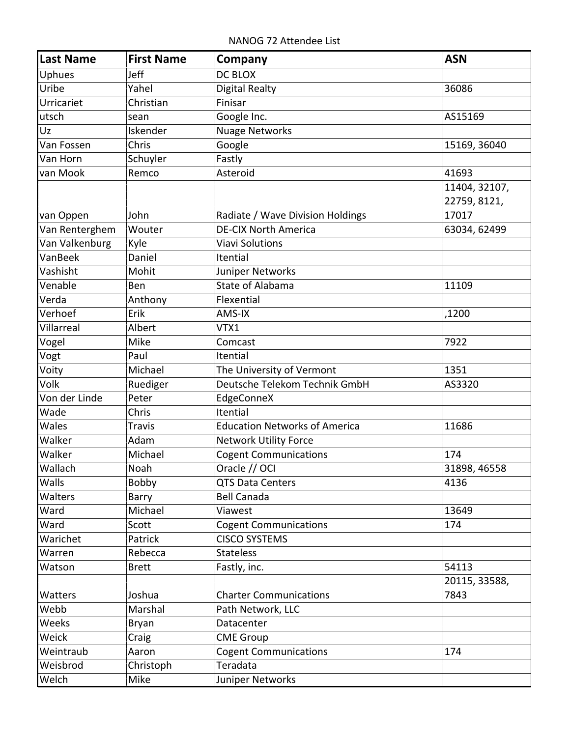NANOG 72 Attendee List

| Last Name | First Name | Company | ASN |
|---|---|---|---|
| Uphues | Jeff | DC BLOX | |
| Uribe | Yahel | Digital Realty | 36086 |
| Urricariet | Christian | Finisar | |
| utsch | sean | Google Inc. | AS15169 |
| Uz | Iskender | Nuage Networks | |
| Van Fossen | Chris | Google | 15169, 36040 |
| Van Horn | Schuyler | Fastly | |
| van Mook | Remco | Asteroid | 41693 |
| van Oppen | John | Radiate / Wave Division Holdings | 11404, 32107, 22759, 8121, 17017 |
| Van Renterghem | Wouter | DE-CIX North America | 63034, 62499 |
| Van Valkenburg | Kyle | Viavi Solutions | |
| VanBeek | Daniel | Itential | |
| Vashisht | Mohit | Juniper Networks | |
| Venable | Ben | State of Alabama | 11109 |
| Verda | Anthony | Flexential | |
| Verhoef | Erik | AMS-IX | ,1200 |
| Villarreal | Albert | VTX1 | |
| Vogel | Mike | Comcast | 7922 |
| Vogt | Paul | Itential | |
| Voity | Michael | The University of Vermont | 1351 |
| Volk | Ruediger | Deutsche Telekom Technik GmbH | AS3320 |
| Von der Linde | Peter | EdgeConneX | |
| Wade | Chris | Itential | |
| Wales | Travis | Education Networks of America | 11686 |
| Walker | Adam | Network Utility Force | |
| Walker | Michael | Cogent Communications | 174 |
| Wallach | Noah | Oracle // OCI | 31898, 46558 |
| Walls | Bobby | QTS Data Centers | 4136 |
| Walters | Barry | Bell Canada | |
| Ward | Michael | Viawest | 13649 |
| Ward | Scott | Cogent Communications | 174 |
| Warichet | Patrick | CISCO SYSTEMS | |
| Warren | Rebecca | Stateless | |
| Watson | Brett | Fastly, inc. | 54113 |
| Watters | Joshua | Charter Communications | 20115, 33588, 7843 |
| Webb | Marshal | Path Network, LLC | |
| Weeks | Bryan | Datacenter | |
| Weick | Craig | CME Group | |
| Weintraub | Aaron | Cogent Communications | 174 |
| Weisbrod | Christoph | Teradata | |
| Welch | Mike | Juniper Networks | |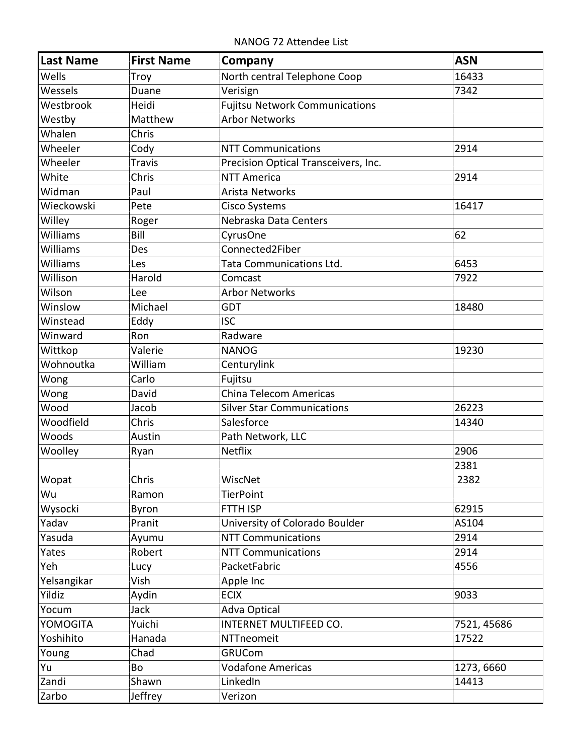NANOG 72 Attendee List

| Last Name | First Name | Company | ASN |
|---|---|---|---|
| Wells | Troy | North central Telephone Coop | 16433 |
| Wessels | Duane | Verisign | 7342 |
| Westbrook | Heidi | Fujitsu Network Communications | |
| Westby | Matthew | Arbor Networks | |
| Whalen | Chris | | |
| Wheeler | Cody | NTT Communications | 2914 |
| Wheeler | Travis | Precision Optical Transceivers, Inc. | |
| White | Chris | NTT America | 2914 |
| Widman | Paul | Arista Networks | |
| Wieckowski | Pete | Cisco Systems | 16417 |
| Willey | Roger | Nebraska Data Centers | |
| Williams | Bill | CyrusOne | 62 |
| Williams | Des | Connected2Fiber | |
| Williams | Les | Tata Communications Ltd. | 6453 |
| Willison | Harold | Comcast | 7922 |
| Wilson | Lee | Arbor Networks | |
| Winslow | Michael | GDT | 18480 |
| Winstead | Eddy | ISC | |
| Winward | Ron | Radware | |
| Wittkop | Valerie | NANOG | 19230 |
| Wohnoutka | William | Centurylink | |
| Wong | Carlo | Fujitsu | |
| Wong | David | China Telecom Americas | |
| Wood | Jacob | Silver Star Communications | 26223 |
| Woodfield | Chris | Salesforce | 14340 |
| Woods | Austin | Path Network, LLC | |
| Woolley | Ryan | Netflix | 2906 |
| Wopat | Chris | WiscNet | 2381 2382 |
| Wu | Ramon | TierPoint | |
| Wysocki | Byron | FTTH ISP | 62915 |
| Yadav | Pranit | University of Colorado Boulder | AS104 |
| Yasuda | Ayumu | NTT Communications | 2914 |
| Yates | Robert | NTT Communications | 2914 |
| Yeh | Lucy | PacketFabric | 4556 |
| Yelsangikar | Vish | Apple Inc | |
| Yildiz | Aydin | ECIX | 9033 |
| Yocum | Jack | Adva Optical | |
| YOMOGITA | Yuichi | INTERNET MULTIFEED CO. | 7521, 45686 |
| Yoshihito | Hanada | NTTneomeit | 17522 |
| Young | Chad | GRUCom | |
| Yu | Bo | Vodafone Americas | 1273, 6660 |
| Zandi | Shawn | LinkedIn | 14413 |
| Zarbo | Jeffrey | Verizon | |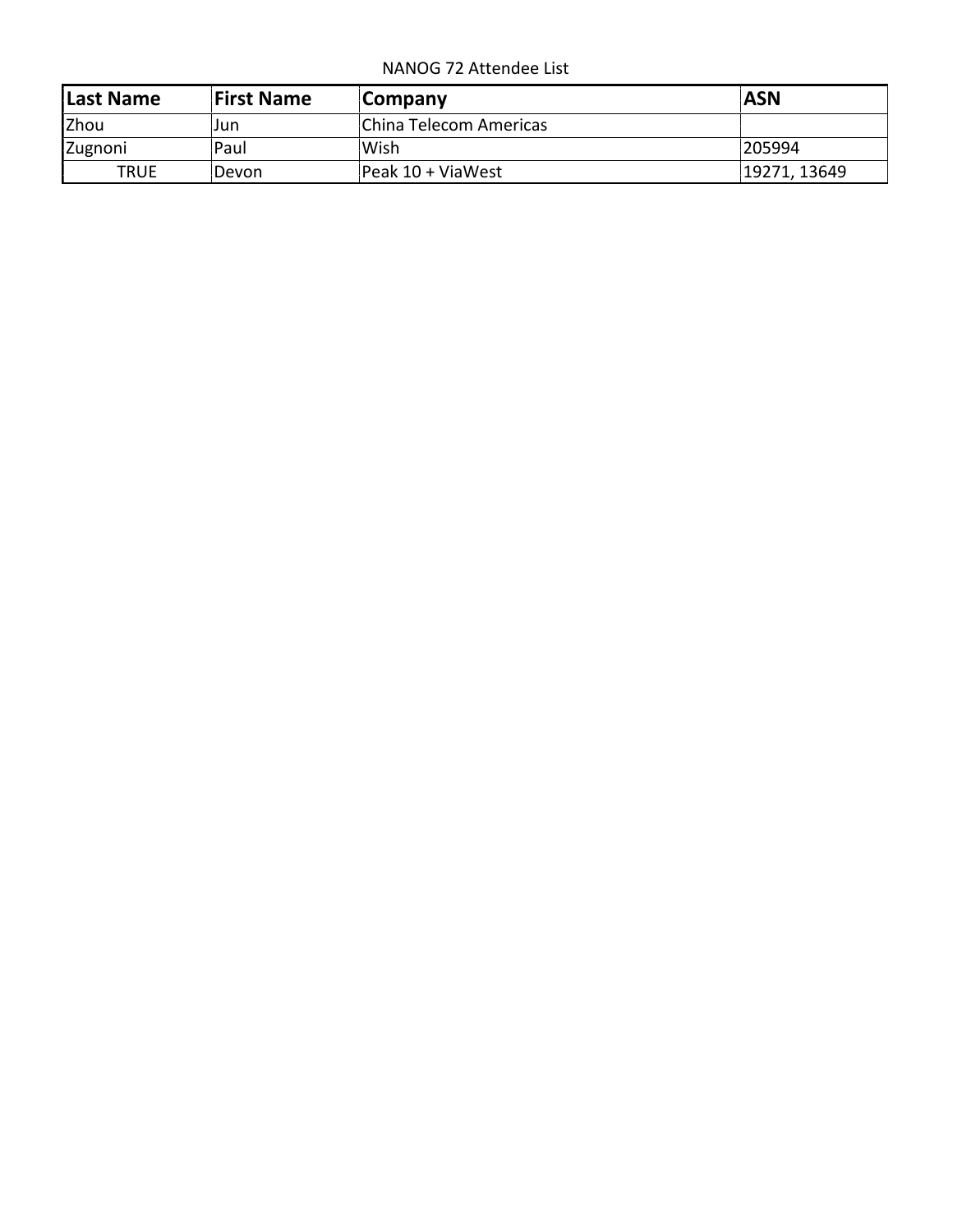NANOG 72 Attendee List

| Last Name | First Name | Company | ASN |
| --- | --- | --- | --- |
| Zhou | Jun | China Telecom Americas | |
| Zugnoni | Paul | Wish | 205994 |
| TRUE | Devon | Peak 10 + ViaWest | 19271, 13649 |